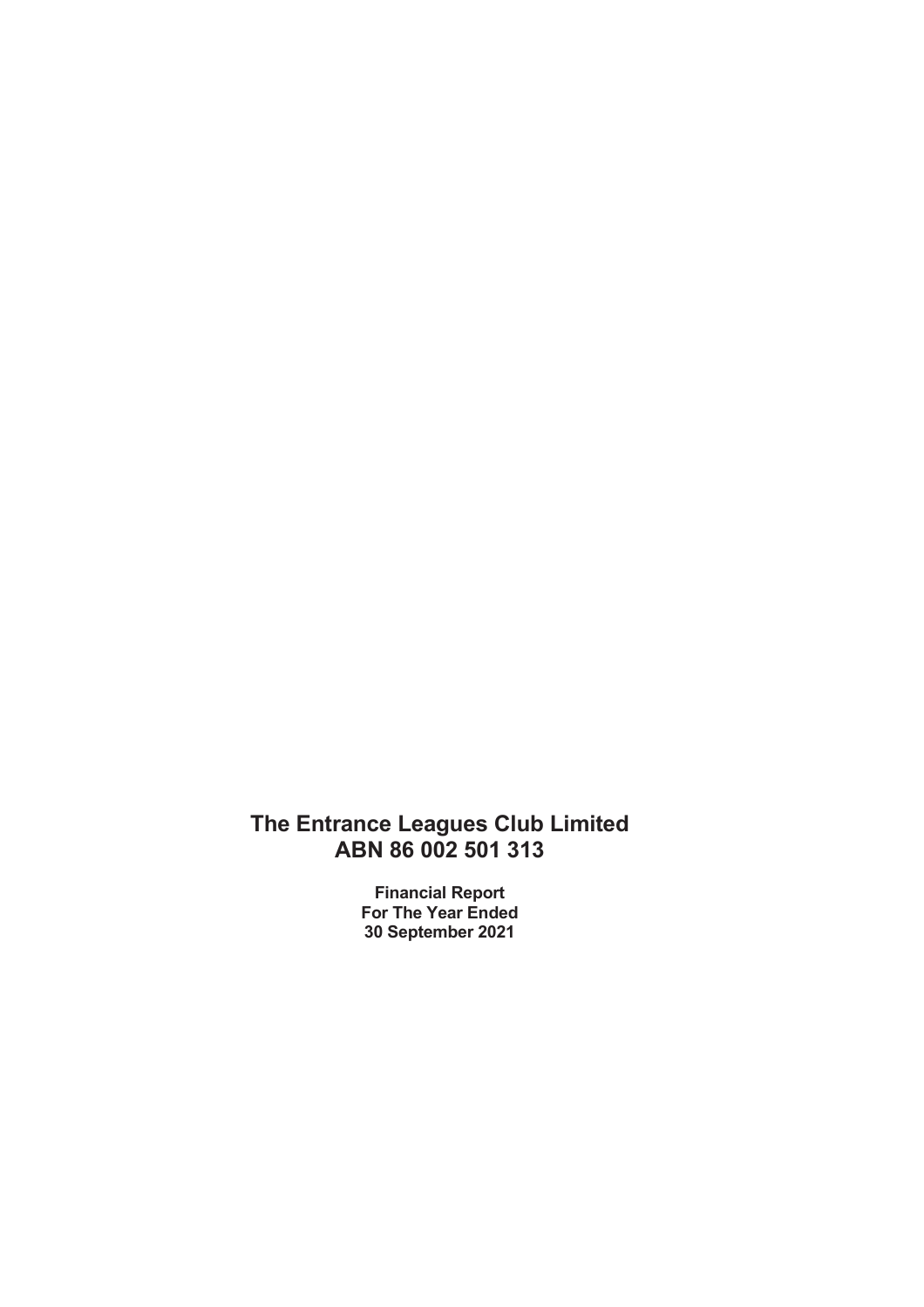# The Entrance Leagues Club Limited
# ABN 86 002 501 313

**Financial Report**
**For The Year Ended**
**30 September 2021**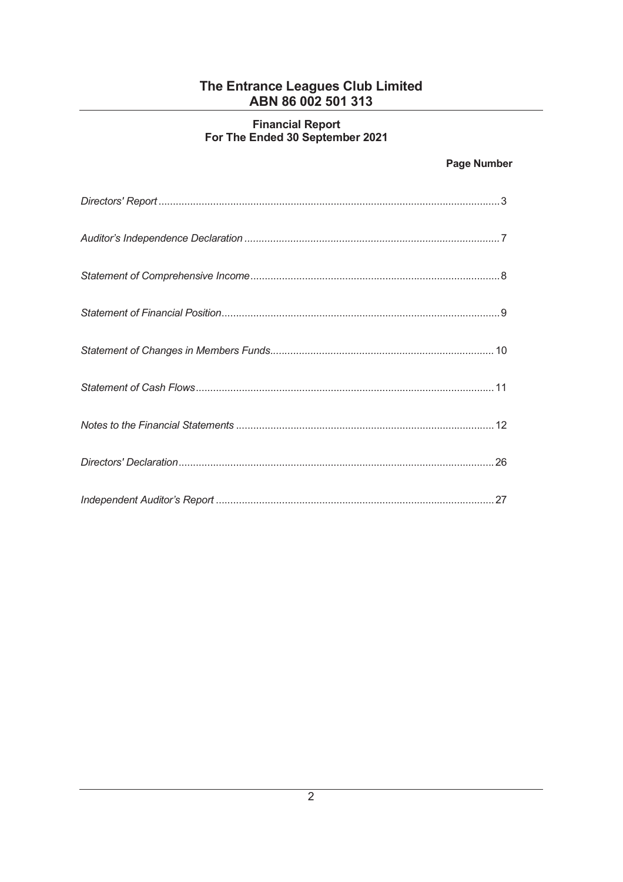# The Entrance Leagues Club Limited
# ABN 86 002 501 313

## Financial Report
## For The Ended 30 September 2021

| | Page Number |
|---|---|
| *Directors' Report* | 3 |
| *Auditor's Independence Declaration* | 7 |
| *Statement of Comprehensive Income* | 8 |
| *Statement of Financial Position* | 9 |
| *Statement of Changes in Members Funds* | 10 |
| *Statement of Cash Flows* | 11 |
| *Notes to the Financial Statements* | 12 |
| *Directors' Declaration* | 26 |
| *Independent Auditor's Report* | 27 |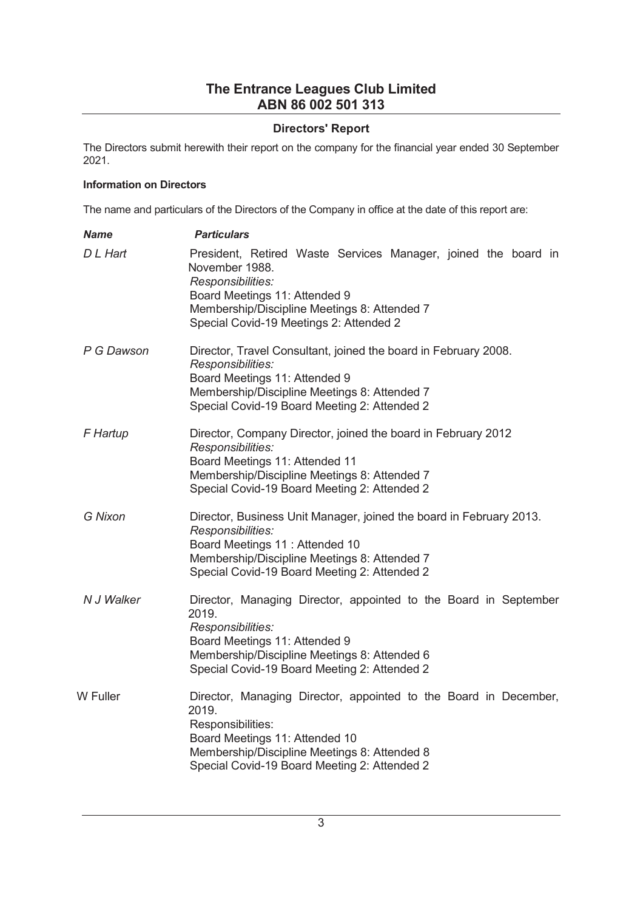# The Entrance Leagues Club Limited
## ABN 86 002 501 313

### Directors' Report

The Directors submit herewith their report on the company for the financial year ended 30 September 2021.

#### Information on Directors

The name and particulars of the Directors of the Company in office at the date of this report are:

| *Name* | *Particulars* |
|---|---|
| *D L Hart* | President, Retired Waste Services Manager, joined the board in November 1988.<br>*Responsibilities:*<br>Board Meetings 11: Attended 9<br>Membership/Discipline Meetings 8: Attended 7<br>Special Covid-19 Meetings 2: Attended 2 |
| *P G Dawson* | Director, Travel Consultant, joined the board in February 2008.<br>*Responsibilities:*<br>Board Meetings 11: Attended 9<br>Membership/Discipline Meetings 8: Attended 7<br>Special Covid-19 Board Meeting 2: Attended 2 |
| *F Hartup* | Director, Company Director, joined the board in February 2012<br>*Responsibilities:*<br>Board Meetings 11: Attended 11<br>Membership/Discipline Meetings 8: Attended 7<br>Special Covid-19 Board Meeting 2: Attended 2 |
| *G Nixon* | Director, Business Unit Manager, joined the board in February 2013.<br>*Responsibilities:*<br>Board Meetings 11 : Attended 10<br>Membership/Discipline Meetings 8: Attended 7<br>Special Covid-19 Board Meeting 2: Attended 2 |
| *N J Walker* | Director, Managing Director, appointed to the Board in September 2019.<br>*Responsibilities:*<br>Board Meetings 11: Attended 9<br>Membership/Discipline Meetings 8: Attended 6<br>Special Covid-19 Board Meeting 2: Attended 2 |
| W Fuller | Director, Managing Director, appointed to the Board in December, 2019.<br>Responsibilities:<br>Board Meetings 11: Attended 10<br>Membership/Discipline Meetings 8: Attended 8<br>Special Covid-19 Board Meeting 2: Attended 2 |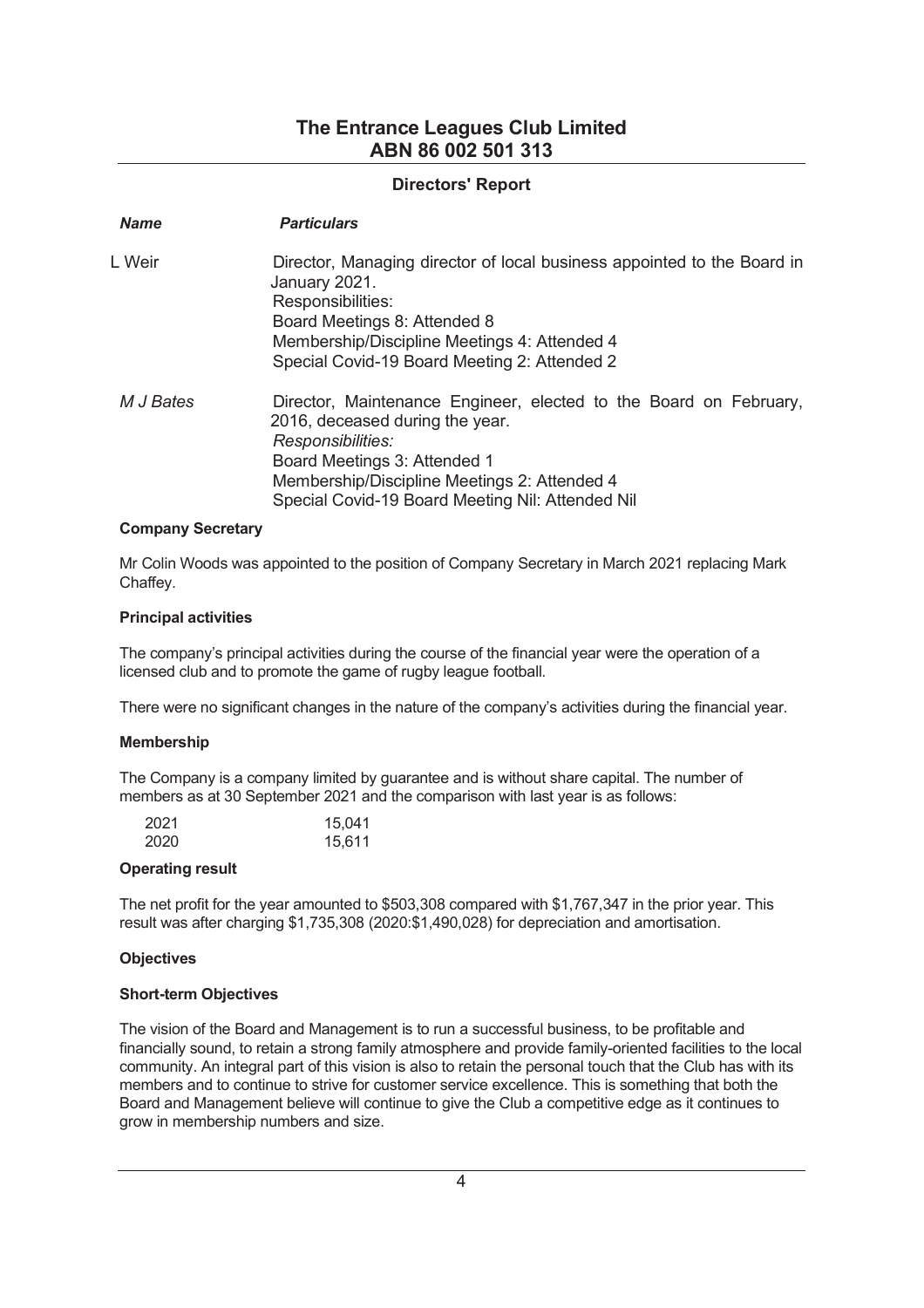## Directors' Report

| *Name* | *Particulars* |
|---|---|
| L Weir | Director, Managing director of local business appointed to the Board in January 2021.<br>Responsibilities:<br>Board Meetings 8: Attended 8<br>Membership/Discipline Meetings 4: Attended 4<br>Special Covid-19 Board Meeting 2: Attended 2 |
| *M J Bates* | Director, Maintenance Engineer, elected to the Board on February, 2016, deceased during the year.<br>*Responsibilities:*<br>Board Meetings 3: Attended 1<br>Membership/Discipline Meetings 2: Attended 4<br>Special Covid-19 Board Meeting Nil: Attended Nil |

### Company Secretary

Mr Colin Woods was appointed to the position of Company Secretary in March 2021 replacing Mark Chaffey.

### Principal activities

The company's principal activities during the course of the financial year were the operation of a licensed club and to promote the game of rugby league football.

There were no significant changes in the nature of the company's activities during the financial year.

### Membership

The Company is a company limited by guarantee and is without share capital. The number of members as at 30 September 2021 and the comparison with last year is as follows:

| | |
|---|---|
| 2021 | 15,041 |
| 2020 | 15,611 |

### Operating result

The net profit for the year amounted to $503,308 compared with $1,767,347 in the prior year. This result was after charging $1,735,308 (2020:$1,490,028) for depreciation and amortisation.

### Objectives

### Short-term Objectives

The vision of the Board and Management is to run a successful business, to be profitable and financially sound, to retain a strong family atmosphere and provide family-oriented facilities to the local community. An integral part of this vision is also to retain the personal touch that the Club has with its members and to continue to strive for customer service excellence. This is something that both the Board and Management believe will continue to give the Club a competitive edge as it continues to grow in membership numbers and size.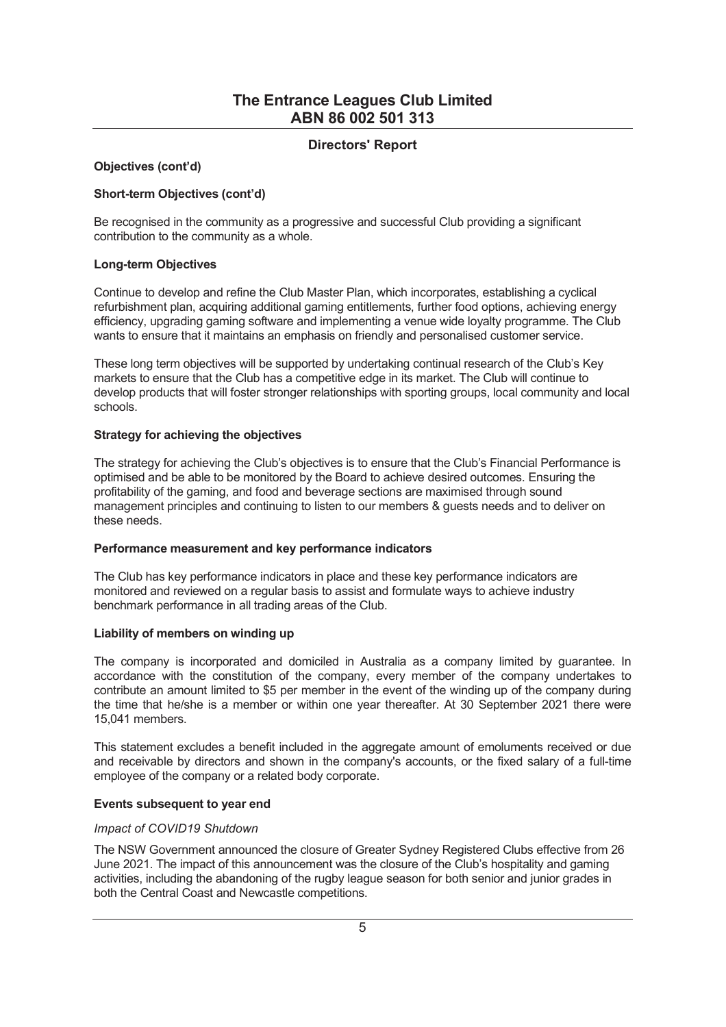# The Entrance Leagues Club Limited
# ABN 86 002 501 313

## Directors' Report

**Objectives (cont'd)**

**Short-term Objectives (cont'd)**

Be recognised in the community as a progressive and successful Club providing a significant contribution to the community as a whole.

**Long-term Objectives**

Continue to develop and refine the Club Master Plan, which incorporates, establishing a cyclical refurbishment plan, acquiring additional gaming entitlements, further food options, achieving energy efficiency, upgrading gaming software and implementing a venue wide loyalty programme. The Club wants to ensure that it maintains an emphasis on friendly and personalised customer service.

These long term objectives will be supported by undertaking continual research of the Club's Key markets to ensure that the Club has a competitive edge in its market. The Club will continue to develop products that will foster stronger relationships with sporting groups, local community and local schools.

**Strategy for achieving the objectives**

The strategy for achieving the Club's objectives is to ensure that the Club's Financial Performance is optimised and be able to be monitored by the Board to achieve desired outcomes. Ensuring the profitability of the gaming, and food and beverage sections are maximised through sound management principles and continuing to listen to our members & guests needs and to deliver on these needs.

**Performance measurement and key performance indicators**

The Club has key performance indicators in place and these key performance indicators are monitored and reviewed on a regular basis to assist and formulate ways to achieve industry benchmark performance in all trading areas of the Club.

**Liability of members on winding up**

The company is incorporated and domiciled in Australia as a company limited by guarantee. In accordance with the constitution of the company, every member of the company undertakes to contribute an amount limited to $5 per member in the event of the winding up of the company during the time that he/she is a member or within one year thereafter. At 30 September 2021 there were 15,041 members.

This statement excludes a benefit included in the aggregate amount of emoluments received or due and receivable by directors and shown in the company's accounts, or the fixed salary of a full-time employee of the company or a related body corporate.

**Events subsequent to year end**

*Impact of COVID19 Shutdown*

The NSW Government announced the closure of Greater Sydney Registered Clubs effective from 26 June 2021. The impact of this announcement was the closure of the Club's hospitality and gaming activities, including the abandoning of the rugby league season for both senior and junior grades in both the Central Coast and Newcastle competitions.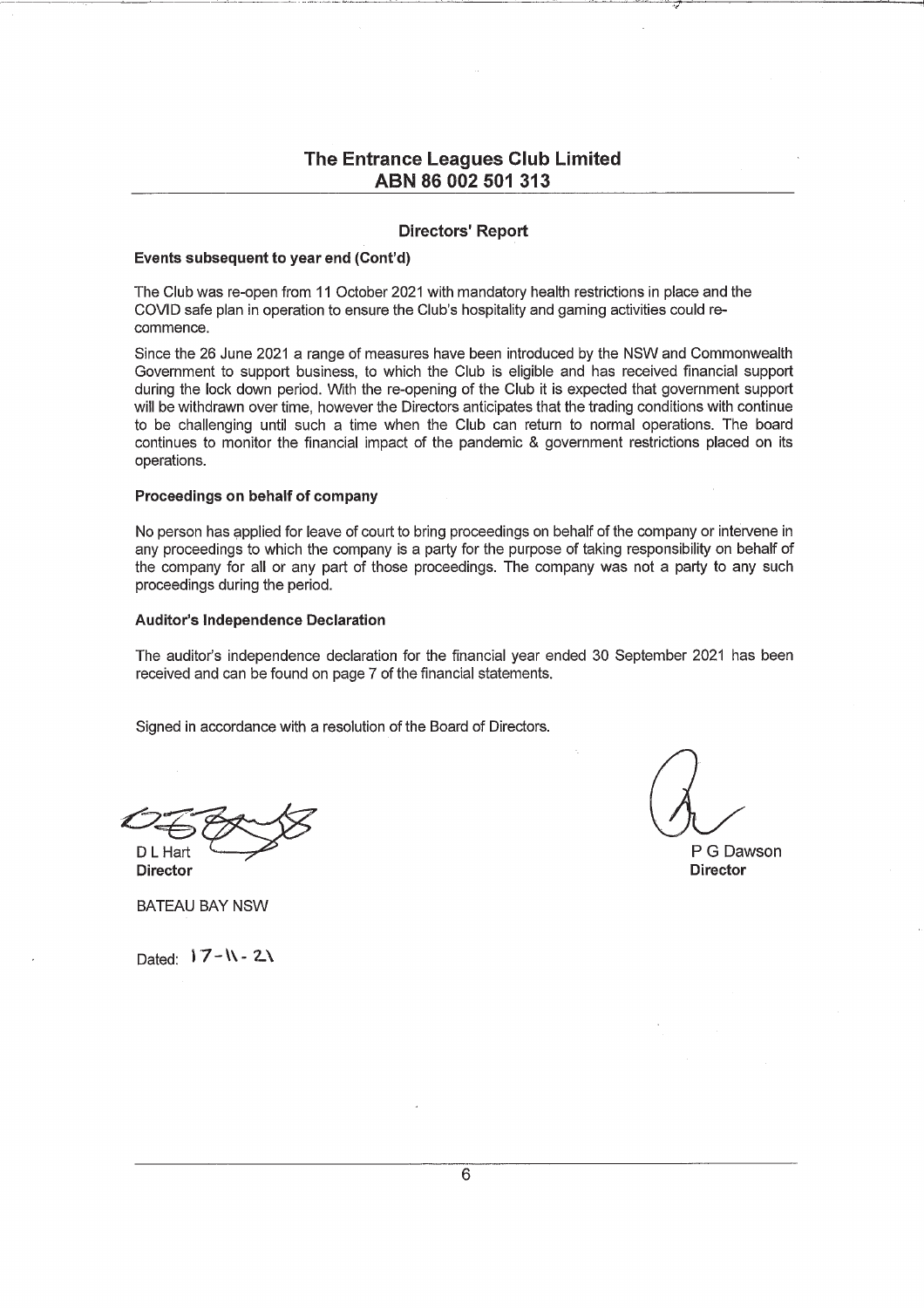# The Entrance Leagues Club Limited
## ABN 86 002 501 313

### Directors' Report

**Events subsequent to year end (Cont'd)**

The Club was re-open from 11 October 2021 with mandatory health restrictions in place and the COVID safe plan in operation to ensure the Club's hospitality and gaming activities could re-commence.

Since the 26 June 2021 a range of measures have been introduced by the NSW and Commonwealth Government to support business, to which the Club is eligible and has received financial support during the lock down period. With the re-opening of the Club it is expected that government support will be withdrawn over time, however the Directors anticipates that the trading conditions with continue to be challenging until such a time when the Club can return to normal operations. The board continues to monitor the financial impact of the pandemic & government restrictions placed on its operations.

**Proceedings on behalf of company**

No person has applied for leave of court to bring proceedings on behalf of the company or intervene in any proceedings to which the company is a party for the purpose of taking responsibility on behalf of the company for all or any part of those proceedings. The company was not a party to any such proceedings during the period.

**Auditor's Independence Declaration**

The auditor's independence declaration for the financial year ended 30 September 2021 has been received and can be found on page 7 of the financial statements.

Signed in accordance with a resolution of the Board of Directors.

D L Hart
**Director**

P G Dawson
**Director**

BATEAU BAY NSW

Dated: 17-11-21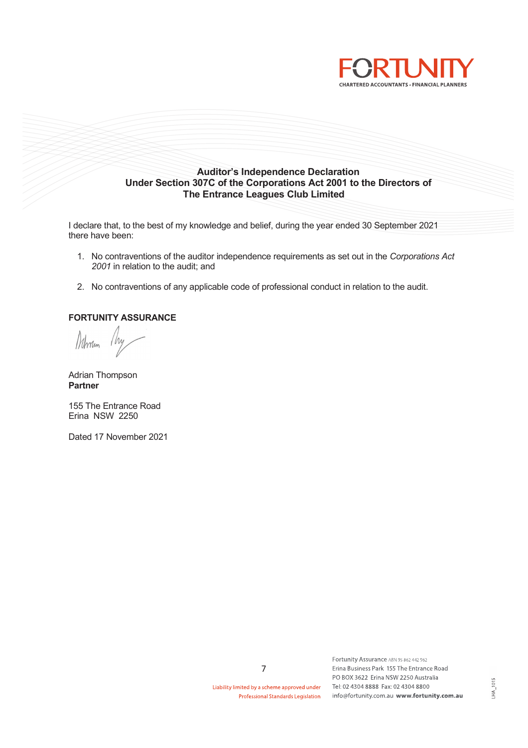FORTUNITY

CHARTERED ACCOUNTANTS • FINANCIAL PLANNERS

**Auditor's Independence Declaration**
**Under Section 307C of the Corporations Act 2001 to the Directors of**
**The Entrance Leagues Club Limited**

I declare that, to the best of my knowledge and belief, during the year ended 30 September 2021 there have been:

1. No contraventions of the auditor independence requirements as set out in the *Corporations Act 2001* in relation to the audit; and

2. No contraventions of any applicable code of professional conduct in relation to the audit.

**FORTUNITY ASSURANCE**

Adrian Thompson
**Partner**

155 The Entrance Road
Erina NSW 2250

Dated 17 November 2021

Liability limited by a scheme approved under Professional Standards Legislation

Fortunity Assurance ABN 95 862 442 962
Erina Business Park 155 The Entrance Road
PO BOX 3622 Erina NSW 2250 Australia
Tel: 02 4304 8888 Fax: 02 4304 8800
info@fortunity.com.au **www.fortunity.com.au**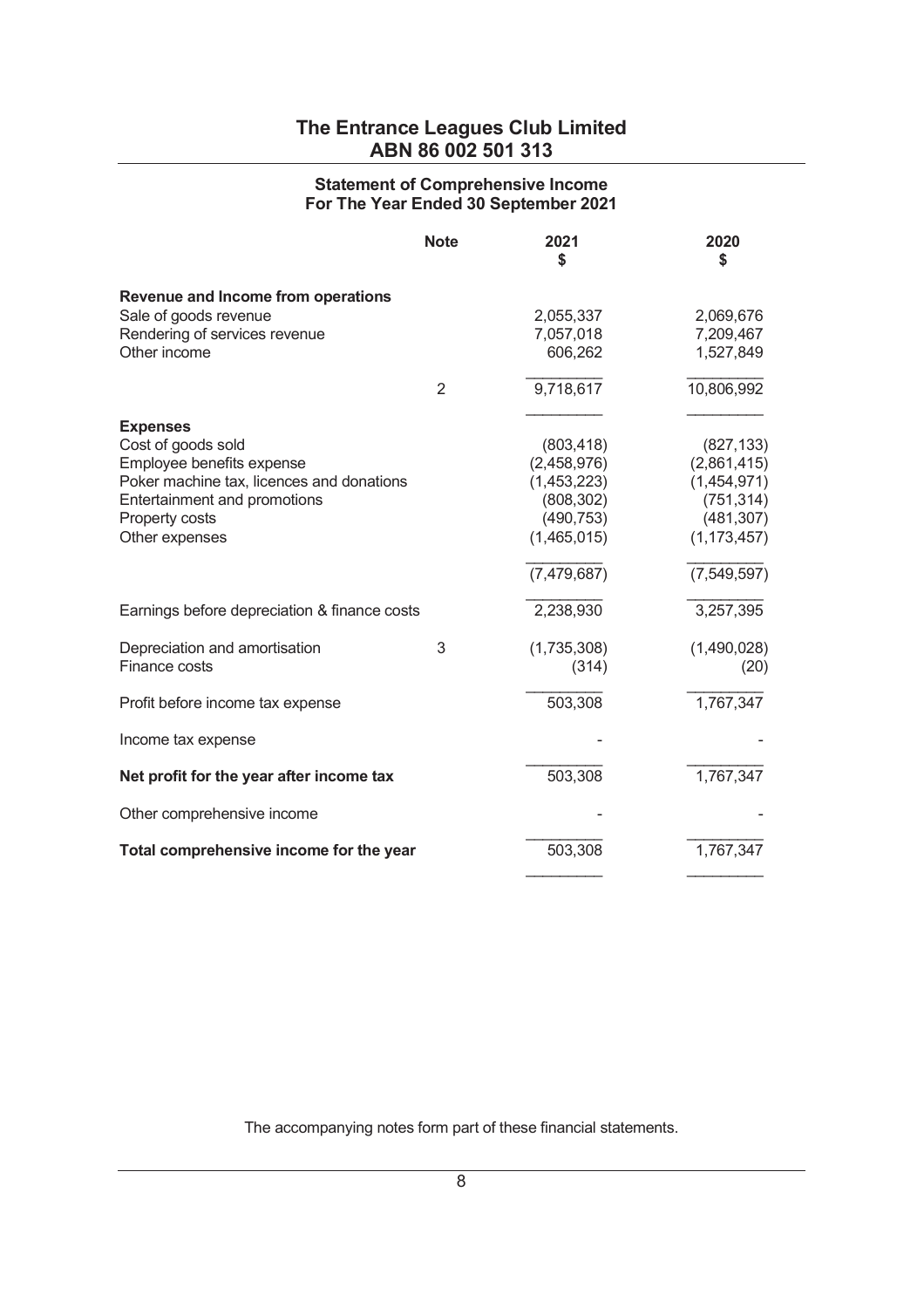# The Entrance Leagues Club Limited
## ABN 86 002 501 313

### Statement of Comprehensive Income
### For The Year Ended 30 September 2021

| | Note | 2021<br>$ | 2020<br>$ |
|---|---|---|---|
| **Revenue and Income from operations** | | | |
| Sale of goods revenue | | 2,055,337 | 2,069,676 |
| Rendering of services revenue | | 7,057,018 | 7,209,467 |
| Other income | | 606,262 | 1,527,849 |
| | 2 | 9,718,617 | 10,806,992 |
| **Expenses** | | | |
| Cost of goods sold | | (803,418) | (827,133) |
| Employee benefits expense | | (2,458,976) | (2,861,415) |
| Poker machine tax, licences and donations | | (1,453,223) | (1,454,971) |
| Entertainment and promotions | | (808,302) | (751,314) |
| Property costs | | (490,753) | (481,307) |
| Other expenses | | (1,465,015) | (1,173,457) |
| | | (7,479,687) | (7,549,597) |
| Earnings before depreciation & finance costs | | 2,238,930 | 3,257,395 |
| Depreciation and amortisation | 3 | (1,735,308) | (1,490,028) |
| Finance costs | | (314) | (20) |
| Profit before income tax expense | | 503,308 | 1,767,347 |
| Income tax expense | | - | - |
| **Net profit for the year after income tax** | | 503,308 | 1,767,347 |
| Other comprehensive income | | - | - |
| **Total comprehensive income for the year** | | 503,308 | 1,767,347 |

The accompanying notes form part of these financial statements.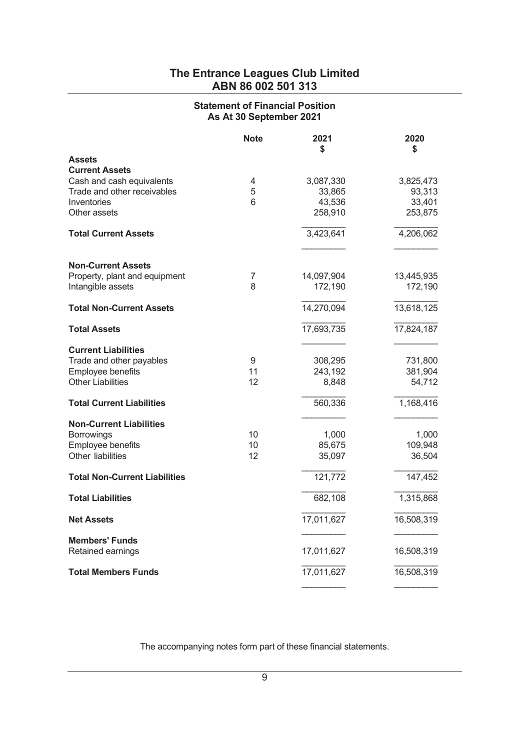# The Entrance Leagues Club Limited
## ABN 86 002 501 313

### Statement of Financial Position
### As At 30 September 2021

| | Note | 2021<br>$ | 2020<br>$ |
|---|---|---|---|
| **Assets** | | | |
| **Current Assets** | | | |
| Cash and cash equivalents | 4 | 3,087,330 | 3,825,473 |
| Trade and other receivables | 5 | 33,865 | 93,313 |
| Inventories | 6 | 43,536 | 33,401 |
| Other assets | | 258,910 | 253,875 |
| **Total Current Assets** | | 3,423,641 | 4,206,062 |
| **Non-Current Assets** | | | |
| Property, plant and equipment | 7 | 14,097,904 | 13,445,935 |
| Intangible assets | 8 | 172,190 | 172,190 |
| **Total Non-Current Assets** | | 14,270,094 | 13,618,125 |
| **Total Assets** | | 17,693,735 | 17,824,187 |
| **Current Liabilities** | | | |
| Trade and other payables | 9 | 308,295 | 731,800 |
| Employee benefits | 11 | 243,192 | 381,904 |
| Other Liabilities | 12 | 8,848 | 54,712 |
| **Total Current Liabilities** | | 560,336 | 1,168,416 |
| **Non-Current Liabilities** | | | |
| Borrowings | 10 | 1,000 | 1,000 |
| Employee benefits | 10 | 85,675 | 109,948 |
| Other liabilities | 12 | 35,097 | 36,504 |
| **Total Non-Current Liabilities** | | 121,772 | 147,452 |
| **Total Liabilities** | | 682,108 | 1,315,868 |
| **Net Assets** | | 17,011,627 | 16,508,319 |
| **Members' Funds** | | | |
| Retained earnings | | 17,011,627 | 16,508,319 |
| **Total Members Funds** | | 17,011,627 | 16,508,319 |

The accompanying notes form part of these financial statements.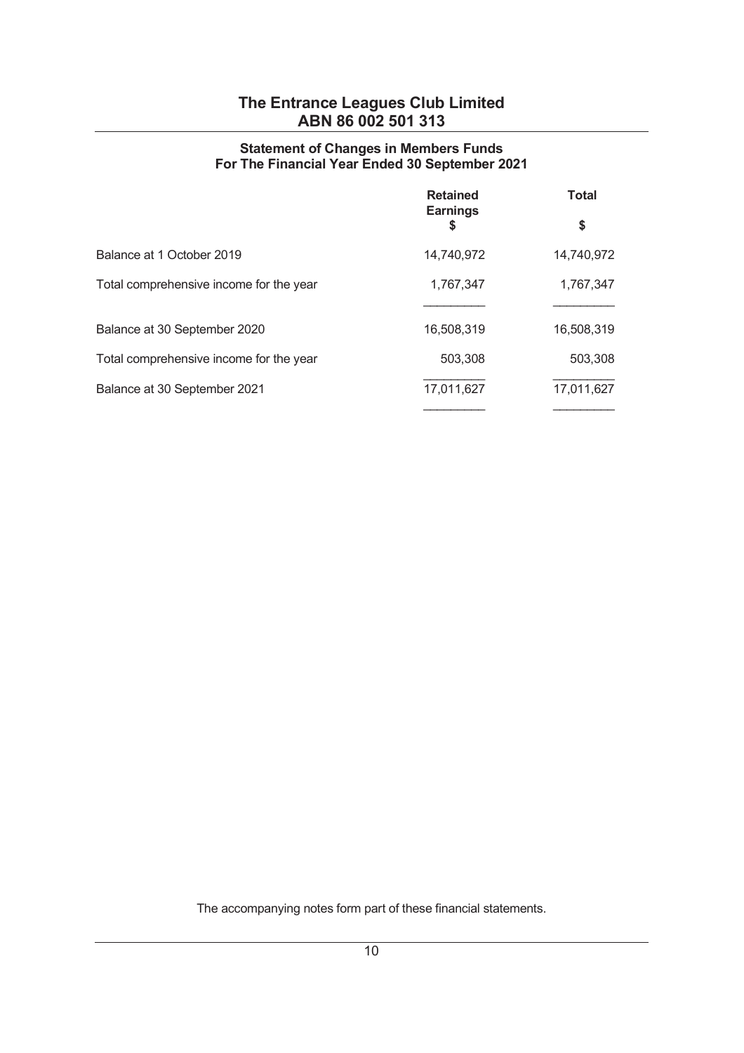# The Entrance Leagues Club Limited
## ABN 86 002 501 313

### Statement of Changes in Members Funds
### For The Financial Year Ended 30 September 2021

| | Retained Earnings $ | Total $ |
|---|---|---|
| Balance at 1 October 2019 | 14,740,972 | 14,740,972 |
| Total comprehensive income for the year | 1,767,347 | 1,767,347 |
| Balance at 30 September 2020 | 16,508,319 | 16,508,319 |
| Total comprehensive income for the year | 503,308 | 503,308 |
| Balance at 30 September 2021 | 17,011,627 | 17,011,627 |

The accompanying notes form part of these financial statements.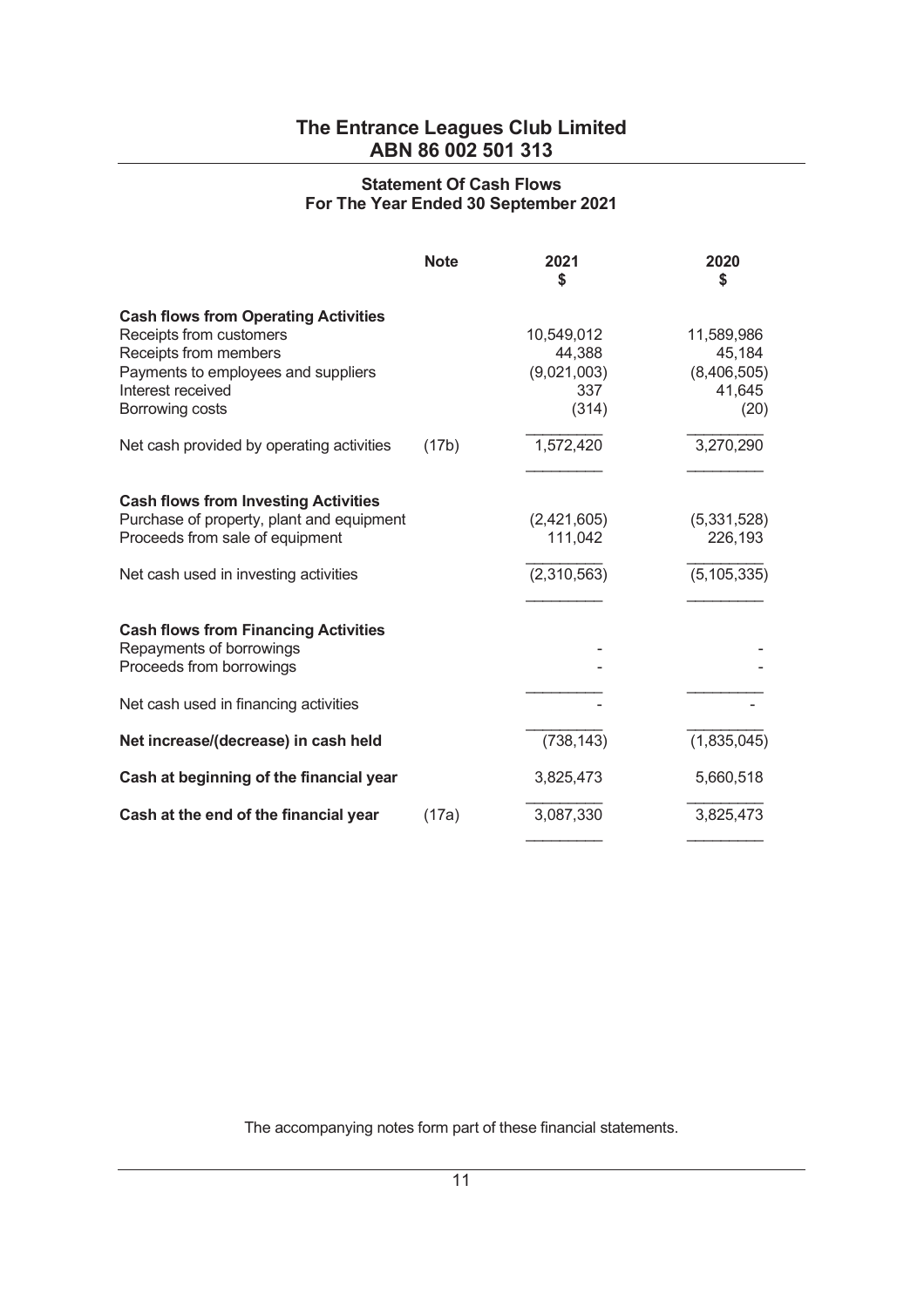# The Entrance Leagues Club Limited
## ABN 86 002 501 313

### Statement Of Cash Flows
### For The Year Ended 30 September 2021

| | Note | 2021<br>$ | 2020<br>$ |
|---|---|---|---|
| **Cash flows from Operating Activities** | | | |
| Receipts from customers | | 10,549,012 | 11,589,986 |
| Receipts from members | | 44,388 | 45,184 |
| Payments to employees and suppliers | | (9,021,003) | (8,406,505) |
| Interest received | | 337 | 41,645 |
| Borrowing costs | | (314) | (20) |
| Net cash provided by operating activities | (17b) | 1,572,420 | 3,270,290 |
| **Cash flows from Investing Activities** | | | |
| Purchase of property, plant and equipment | | (2,421,605) | (5,331,528) |
| Proceeds from sale of equipment | | 111,042 | 226,193 |
| Net cash used in investing activities | | (2,310,563) | (5,105,335) |
| **Cash flows from Financing Activities** | | | |
| Repayments of borrowings | | - | - |
| Proceeds from borrowings | | - | - |
| Net cash used in financing activities | | - | - |
| **Net increase/(decrease) in cash held** | | (738,143) | (1,835,045) |
| **Cash at beginning of the financial year** | | 3,825,473 | 5,660,518 |
| **Cash at the end of the financial year** | (17a) | 3,087,330 | 3,825,473 |

The accompanying notes form part of these financial statements.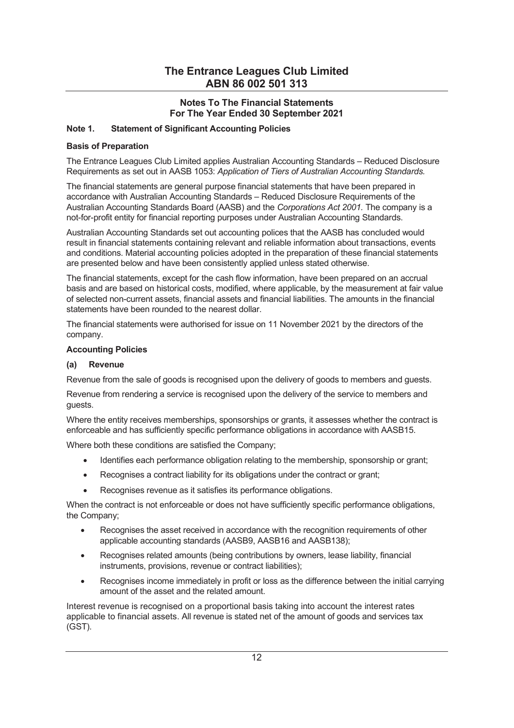# The Entrance Leagues Club Limited
## ABN 86 002 501 313

### Notes To The Financial Statements
### For The Year Ended 30 September 2021

**Note 1. Statement of Significant Accounting Policies**

**Basis of Preparation**

The Entrance Leagues Club Limited applies Australian Accounting Standards – Reduced Disclosure Requirements as set out in AASB 1053: *Application of Tiers of Australian Accounting Standards.*

The financial statements are general purpose financial statements that have been prepared in accordance with Australian Accounting Standards – Reduced Disclosure Requirements of the Australian Accounting Standards Board (AASB) and the *Corporations Act 2001.* The company is a not-for-profit entity for financial reporting purposes under Australian Accounting Standards.

Australian Accounting Standards set out accounting polices that the AASB has concluded would result in financial statements containing relevant and reliable information about transactions, events and conditions. Material accounting policies adopted in the preparation of these financial statements are presented below and have been consistently applied unless stated otherwise.

The financial statements, except for the cash flow information, have been prepared on an accrual basis and are based on historical costs, modified, where applicable, by the measurement at fair value of selected non-current assets, financial assets and financial liabilities. The amounts in the financial statements have been rounded to the nearest dollar.

The financial statements were authorised for issue on 11 November 2021 by the directors of the company.

**Accounting Policies**

**(a) Revenue**

Revenue from the sale of goods is recognised upon the delivery of goods to members and guests.

Revenue from rendering a service is recognised upon the delivery of the service to members and guests.

Where the entity receives memberships, sponsorships or grants, it assesses whether the contract is enforceable and has sufficiently specific performance obligations in accordance with AASB15.

Where both these conditions are satisfied the Company;

- Identifies each performance obligation relating to the membership, sponsorship or grant;
- Recognises a contract liability for its obligations under the contract or grant;
- Recognises revenue as it satisfies its performance obligations.

When the contract is not enforceable or does not have sufficiently specific performance obligations, the Company;

- Recognises the asset received in accordance with the recognition requirements of other applicable accounting standards (AASB9, AASB16 and AASB138);
- Recognises related amounts (being contributions by owners, lease liability, financial instruments, provisions, revenue or contract liabilities);
- Recognises income immediately in profit or loss as the difference between the initial carrying amount of the asset and the related amount.

Interest revenue is recognised on a proportional basis taking into account the interest rates applicable to financial assets. All revenue is stated net of the amount of goods and services tax (GST).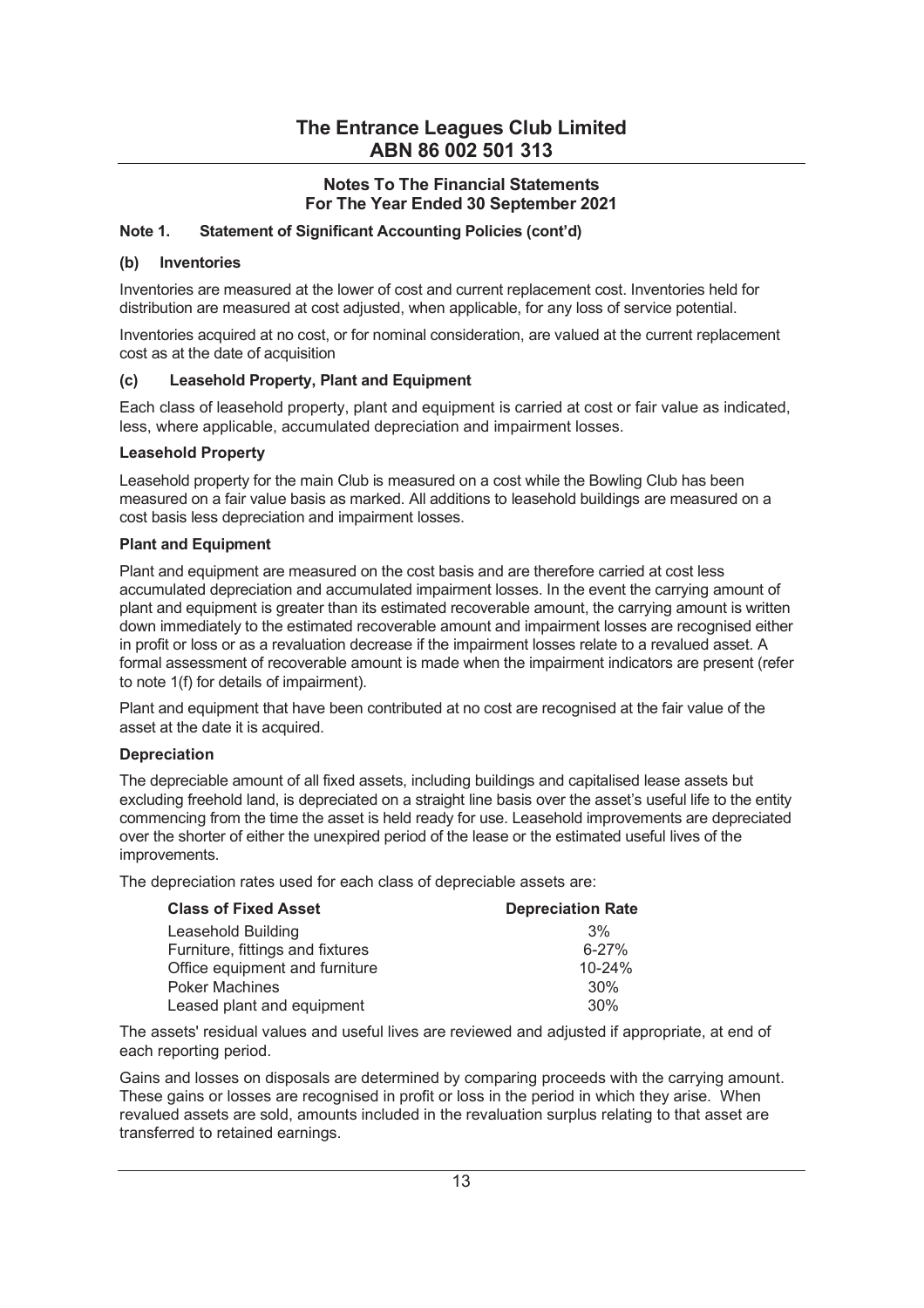# The Entrance Leagues Club Limited
# ABN 86 002 501 313

## Notes To The Financial Statements
## For The Year Ended 30 September 2021

### Note 1. Statement of Significant Accounting Policies (cont'd)

#### (b) Inventories

Inventories are measured at the lower of cost and current replacement cost. Inventories held for distribution are measured at cost adjusted, when applicable, for any loss of service potential.

Inventories acquired at no cost, or for nominal consideration, are valued at the current replacement cost as at the date of acquisition

#### (c) Leasehold Property, Plant and Equipment

Each class of leasehold property, plant and equipment is carried at cost or fair value as indicated, less, where applicable, accumulated depreciation and impairment losses.

**Leasehold Property**

Leasehold property for the main Club is measured on a cost while the Bowling Club has been measured on a fair value basis as marked. All additions to leasehold buildings are measured on a cost basis less depreciation and impairment losses.

**Plant and Equipment**

Plant and equipment are measured on the cost basis and are therefore carried at cost less accumulated depreciation and accumulated impairment losses. In the event the carrying amount of plant and equipment is greater than its estimated recoverable amount, the carrying amount is written down immediately to the estimated recoverable amount and impairment losses are recognised either in profit or loss or as a revaluation decrease if the impairment losses relate to a revalued asset. A formal assessment of recoverable amount is made when the impairment indicators are present (refer to note 1(f) for details of impairment).

Plant and equipment that have been contributed at no cost are recognised at the fair value of the asset at the date it is acquired.

**Depreciation**

The depreciable amount of all fixed assets, including buildings and capitalised lease assets but excluding freehold land, is depreciated on a straight line basis over the asset's useful life to the entity commencing from the time the asset is held ready for use. Leasehold improvements are depreciated over the shorter of either the unexpired period of the lease or the estimated useful lives of the improvements.

The depreciation rates used for each class of depreciable assets are:

| Class of Fixed Asset | Depreciation Rate |
|---|---|
| Leasehold Building | 3% |
| Furniture, fittings and fixtures | 6-27% |
| Office equipment and furniture | 10-24% |
| Poker Machines | 30% |
| Leased plant and equipment | 30% |

The assets' residual values and useful lives are reviewed and adjusted if appropriate, at end of each reporting period.

Gains and losses on disposals are determined by comparing proceeds with the carrying amount. These gains or losses are recognised in profit or loss in the period in which they arise. When revalued assets are sold, amounts included in the revaluation surplus relating to that asset are transferred to retained earnings.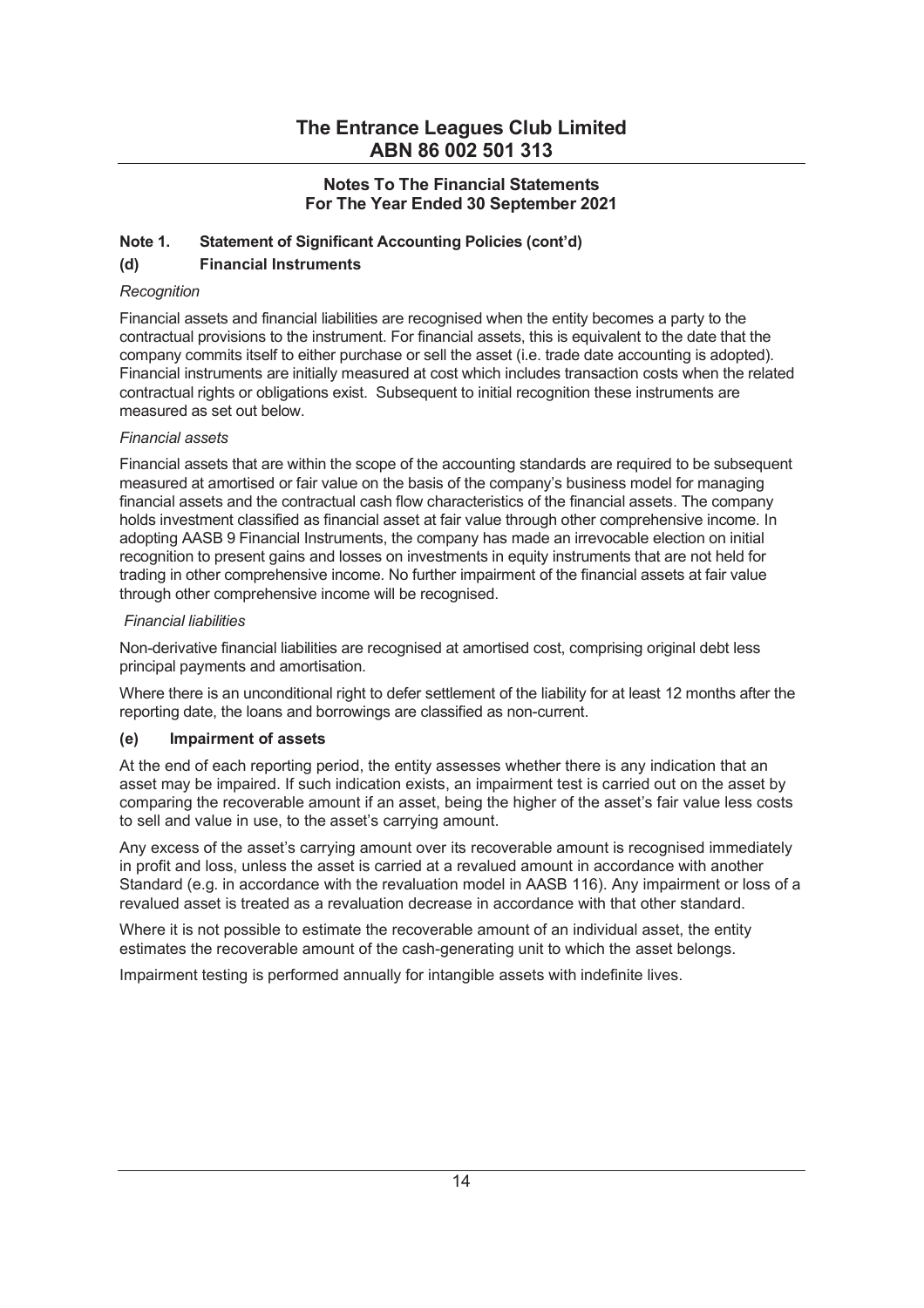# The Entrance Leagues Club Limited
## ABN 86 002 501 313

### Notes To The Financial Statements
### For The Year Ended 30 September 2021

**Note 1. Statement of Significant Accounting Policies (cont'd)**

**(d) Financial Instruments**

*Recognition*

Financial assets and financial liabilities are recognised when the entity becomes a party to the contractual provisions to the instrument. For financial assets, this is equivalent to the date that the company commits itself to either purchase or sell the asset (i.e. trade date accounting is adopted). Financial instruments are initially measured at cost which includes transaction costs when the related contractual rights or obligations exist. Subsequent to initial recognition these instruments are measured as set out below.

*Financial assets*

Financial assets that are within the scope of the accounting standards are required to be subsequent measured at amortised or fair value on the basis of the company's business model for managing financial assets and the contractual cash flow characteristics of the financial assets. The company holds investment classified as financial asset at fair value through other comprehensive income. In adopting AASB 9 Financial Instruments, the company has made an irrevocable election on initial recognition to present gains and losses on investments in equity instruments that are not held for trading in other comprehensive income. No further impairment of the financial assets at fair value through other comprehensive income will be recognised.

*Financial liabilities*

Non-derivative financial liabilities are recognised at amortised cost, comprising original debt less principal payments and amortisation.

Where there is an unconditional right to defer settlement of the liability for at least 12 months after the reporting date, the loans and borrowings are classified as non-current.

**(e) Impairment of assets**

At the end of each reporting period, the entity assesses whether there is any indication that an asset may be impaired. If such indication exists, an impairment test is carried out on the asset by comparing the recoverable amount if an asset, being the higher of the asset's fair value less costs to sell and value in use, to the asset's carrying amount.

Any excess of the asset's carrying amount over its recoverable amount is recognised immediately in profit and loss, unless the asset is carried at a revalued amount in accordance with another Standard (e.g. in accordance with the revaluation model in AASB 116). Any impairment or loss of a revalued asset is treated as a revaluation decrease in accordance with that other standard.

Where it is not possible to estimate the recoverable amount of an individual asset, the entity estimates the recoverable amount of the cash-generating unit to which the asset belongs.

Impairment testing is performed annually for intangible assets with indefinite lives.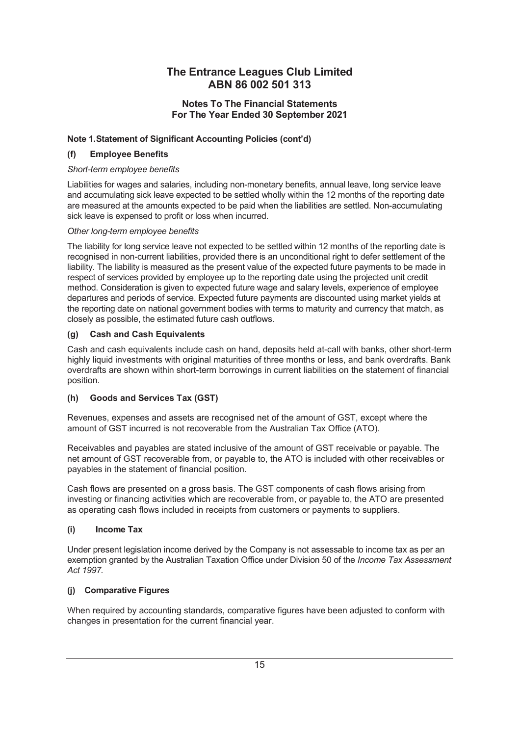# The Entrance Leagues Club Limited
# ABN 86 002 501 313

## Notes To The Financial Statements
## For The Year Ended 30 September 2021

**Note 1.Statement of Significant Accounting Policies (cont'd)**

### (f) Employee Benefits

*Short-term employee benefits*

Liabilities for wages and salaries, including non-monetary benefits, annual leave, long service leave and accumulating sick leave expected to be settled wholly within the 12 months of the reporting date are measured at the amounts expected to be paid when the liabilities are settled. Non-accumulating sick leave is expensed to profit or loss when incurred.

*Other long-term employee benefits*

The liability for long service leave not expected to be settled within 12 months of the reporting date is recognised in non-current liabilities, provided there is an unconditional right to defer settlement of the liability. The liability is measured as the present value of the expected future payments to be made in respect of services provided by employee up to the reporting date using the projected unit credit method. Consideration is given to expected future wage and salary levels, experience of employee departures and periods of service. Expected future payments are discounted using market yields at the reporting date on national government bodies with terms to maturity and currency that match, as closely as possible, the estimated future cash outflows.

### (g) Cash and Cash Equivalents

Cash and cash equivalents include cash on hand, deposits held at-call with banks, other short-term highly liquid investments with original maturities of three months or less, and bank overdrafts. Bank overdrafts are shown within short-term borrowings in current liabilities on the statement of financial position.

### (h) Goods and Services Tax (GST)

Revenues, expenses and assets are recognised net of the amount of GST, except where the amount of GST incurred is not recoverable from the Australian Tax Office (ATO).

Receivables and payables are stated inclusive of the amount of GST receivable or payable. The net amount of GST recoverable from, or payable to, the ATO is included with other receivables or payables in the statement of financial position.

Cash flows are presented on a gross basis. The GST components of cash flows arising from investing or financing activities which are recoverable from, or payable to, the ATO are presented as operating cash flows included in receipts from customers or payments to suppliers.

### (i) Income Tax

Under present legislation income derived by the Company is not assessable to income tax as per an exemption granted by the Australian Taxation Office under Division 50 of the *Income Tax Assessment Act 1997.*

### (j) Comparative Figures

When required by accounting standards, comparative figures have been adjusted to conform with changes in presentation for the current financial year.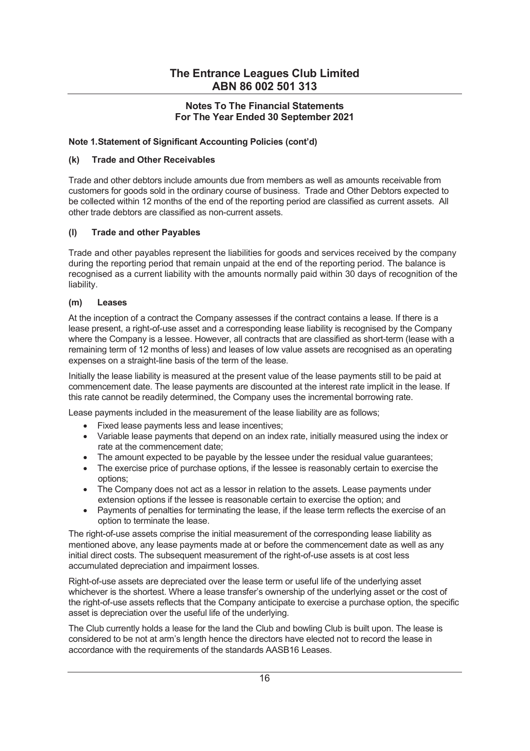# The Entrance Leagues Club Limited
# ABN 86 002 501 313

## Notes To The Financial Statements
## For The Year Ended 30 September 2021

### Note 1.Statement of Significant Accounting Policies (cont'd)

#### (k) Trade and Other Receivables

Trade and other debtors include amounts due from members as well as amounts receivable from customers for goods sold in the ordinary course of business. Trade and Other Debtors expected to be collected within 12 months of the end of the reporting period are classified as current assets. All other trade debtors are classified as non-current assets.

#### (l) Trade and other Payables

Trade and other payables represent the liabilities for goods and services received by the company during the reporting period that remain unpaid at the end of the reporting period. The balance is recognised as a current liability with the amounts normally paid within 30 days of recognition of the liability.

#### (m) Leases

At the inception of a contract the Company assesses if the contract contains a lease. If there is a lease present, a right-of-use asset and a corresponding lease liability is recognised by the Company where the Company is a lessee. However, all contracts that are classified as short-term (lease with a remaining term of 12 months of less) and leases of low value assets are recognised as an operating expenses on a straight-line basis of the term of the lease.

Initially the lease liability is measured at the present value of the lease payments still to be paid at commencement date. The lease payments are discounted at the interest rate implicit in the lease. If this rate cannot be readily determined, the Company uses the incremental borrowing rate.

Lease payments included in the measurement of the lease liability are as follows;

- Fixed lease payments less and lease incentives;
- Variable lease payments that depend on an index rate, initially measured using the index or rate at the commencement date;
- The amount expected to be payable by the lessee under the residual value guarantees;
- The exercise price of purchase options, if the lessee is reasonably certain to exercise the options;
- The Company does not act as a lessor in relation to the assets. Lease payments under extension options if the lessee is reasonable certain to exercise the option; and
- Payments of penalties for terminating the lease, if the lease term reflects the exercise of an option to terminate the lease.

The right-of-use assets comprise the initial measurement of the corresponding lease liability as mentioned above, any lease payments made at or before the commencement date as well as any initial direct costs. The subsequent measurement of the right-of-use assets is at cost less accumulated depreciation and impairment losses.

Right-of-use assets are depreciated over the lease term or useful life of the underlying asset whichever is the shortest. Where a lease transfer's ownership of the underlying asset or the cost of the right-of-use assets reflects that the Company anticipate to exercise a purchase option, the specific asset is depreciation over the useful life of the underlying.

The Club currently holds a lease for the land the Club and bowling Club is built upon. The lease is considered to be not at arm's length hence the directors have elected not to record the lease in accordance with the requirements of the standards AASB16 Leases.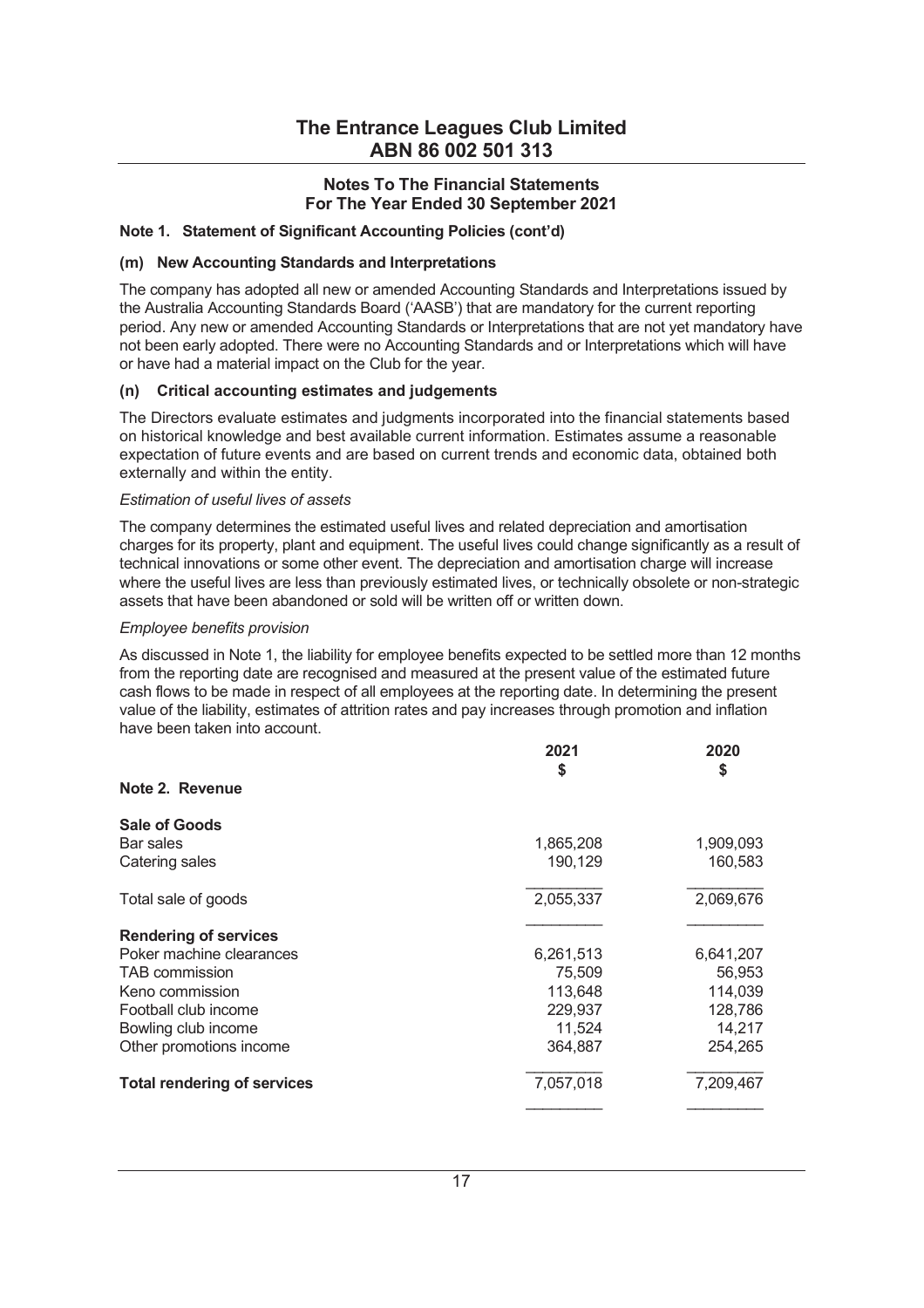# The Entrance Leagues Club Limited
# ABN 86 002 501 313

## Notes To The Financial Statements
## For The Year Ended 30 September 2021

### Note 1. Statement of Significant Accounting Policies (cont'd)

#### (m) New Accounting Standards and Interpretations

The company has adopted all new or amended Accounting Standards and Interpretations issued by the Australia Accounting Standards Board ('AASB') that are mandatory for the current reporting period. Any new or amended Accounting Standards or Interpretations that are not yet mandatory have not been early adopted. There were no Accounting Standards and or Interpretations which will have or have had a material impact on the Club for the year.

#### (n) Critical accounting estimates and judgements

The Directors evaluate estimates and judgments incorporated into the financial statements based on historical knowledge and best available current information. Estimates assume a reasonable expectation of future events and are based on current trends and economic data, obtained both externally and within the entity.

*Estimation of useful lives of assets*

The company determines the estimated useful lives and related depreciation and amortisation charges for its property, plant and equipment. The useful lives could change significantly as a result of technical innovations or some other event. The depreciation and amortisation charge will increase where the useful lives are less than previously estimated lives, or technically obsolete or non-strategic assets that have been abandoned or sold will be written off or written down.

*Employee benefits provision*

As discussed in Note 1, the liability for employee benefits expected to be settled more than 12 months from the reporting date are recognised and measured at the present value of the estimated future cash flows to be made in respect of all employees at the reporting date. In determining the present value of the liability, estimates of attrition rates and pay increases through promotion and inflation have been taken into account.

### Note 2. Revenue

| | 2021 $ | 2020 $ |
|---|---|---|
| **Sale of Goods** | | |
| Bar sales | 1,865,208 | 1,909,093 |
| Catering sales | 190,129 | 160,583 |
| Total sale of goods | 2,055,337 | 2,069,676 |
| **Rendering of services** | | |
| Poker machine clearances | 6,261,513 | 6,641,207 |
| TAB commission | 75,509 | 56,953 |
| Keno commission | 113,648 | 114,039 |
| Football club income | 229,937 | 128,786 |
| Bowling club income | 11,524 | 14,217 |
| Other promotions income | 364,887 | 254,265 |
| **Total rendering of services** | 7,057,018 | 7,209,467 |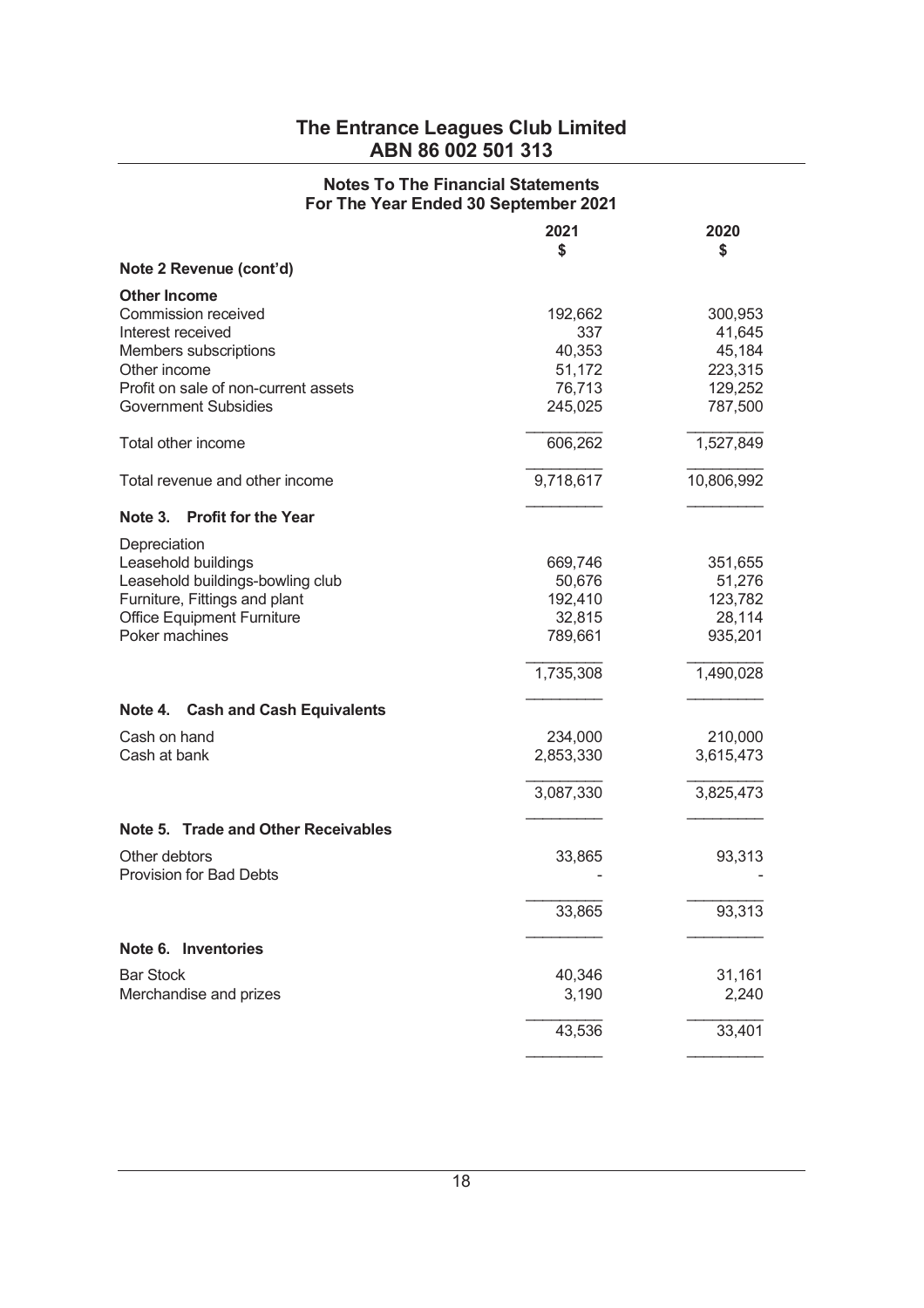# The Entrance Leagues Club Limited
## ABN 86 002 501 313

### Notes To The Financial Statements
### For The Year Ended 30 September 2021

| | 2021<br>$ | 2020<br>$ |
|---|---|---|
| **Note 2 Revenue (cont'd)** | | |
| **Other Income** | | |
| Commission received | 192,662 | 300,953 |
| Interest received | 337 | 41,645 |
| Members subscriptions | 40,353 | 45,184 |
| Other income | 51,172 | 223,315 |
| Profit on sale of non-current assets | 76,713 | 129,252 |
| Government Subsidies | 245,025 | 787,500 |
| Total other income | 606,262 | 1,527,849 |
| Total revenue and other income | 9,718,617 | 10,806,992 |

### Note 3. Profit for the Year

| | 2021<br>$ | 2020<br>$ |
|---|---|---|
| Depreciation | | |
| Leasehold buildings | 669,746 | 351,655 |
| Leasehold buildings-bowling club | 50,676 | 51,276 |
| Furniture, Fittings and plant | 192,410 | 123,782 |
| Office Equipment Furniture | 32,815 | 28,114 |
| Poker machines | 789,661 | 935,201 |
| | 1,735,308 | 1,490,028 |

### Note 4. Cash and Cash Equivalents

| | 2021<br>$ | 2020<br>$ |
|---|---|---|
| Cash on hand | 234,000 | 210,000 |
| Cash at bank | 2,853,330 | 3,615,473 |
| | 3,087,330 | 3,825,473 |

### Note 5. Trade and Other Receivables

| | 2021<br>$ | 2020<br>$ |
|---|---|---|
| Other debtors | 33,865 | 93,313 |
| Provision for Bad Debts | - | - |
| | 33,865 | 93,313 |

### Note 6. Inventories

| | 2021<br>$ | 2020<br>$ |
|---|---|---|
| Bar Stock | 40,346 | 31,161 |
| Merchandise and prizes | 3,190 | 2,240 |
| | 43,536 | 33,401 |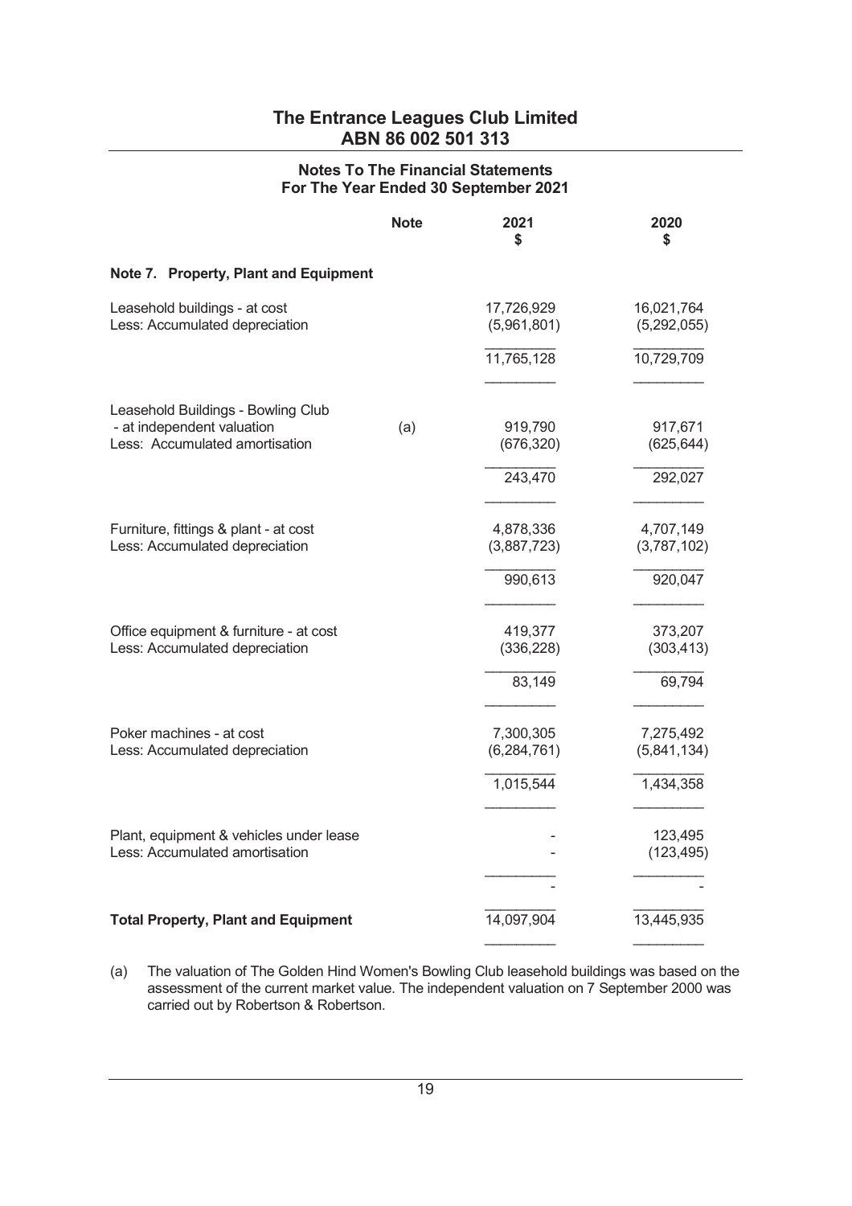# The Entrance Leagues Club Limited
## ABN 86 002 501 313

### Notes To The Financial Statements
### For The Year Ended 30 September 2021

| | Note | 2021 $ | 2020 $ |
|---|---|---|---|
| **Note 7. Property, Plant and Equipment** | | | |
| Leasehold buildings - at cost | | 17,726,929 | 16,021,764 |
| Less: Accumulated depreciation | | (5,961,801) | (5,292,055) |
| | | 11,765,128 | 10,729,709 |
| Leasehold Buildings - Bowling Club | | | |
| - at independent valuation | (a) | 919,790 | 917,671 |
| Less: Accumulated amortisation | | (676,320) | (625,644) |
| | | 243,470 | 292,027 |
| Furniture, fittings & plant - at cost | | 4,878,336 | 4,707,149 |
| Less: Accumulated depreciation | | (3,887,723) | (3,787,102) |
| | | 990,613 | 920,047 |
| Office equipment & furniture - at cost | | 419,377 | 373,207 |
| Less: Accumulated depreciation | | (336,228) | (303,413) |
| | | 83,149 | 69,794 |
| Poker machines - at cost | | 7,300,305 | 7,275,492 |
| Less: Accumulated depreciation | | (6,284,761) | (5,841,134) |
| | | 1,015,544 | 1,434,358 |
| Plant, equipment & vehicles under lease | | - | 123,495 |
| Less: Accumulated amortisation | | - | (123,495) |
| | | - | - |
| **Total Property, Plant and Equipment** | | 14,097,904 | 13,445,935 |

(a) The valuation of The Golden Hind Women's Bowling Club leasehold buildings was based on the assessment of the current market value. The independent valuation on 7 September 2000 was carried out by Robertson & Robertson.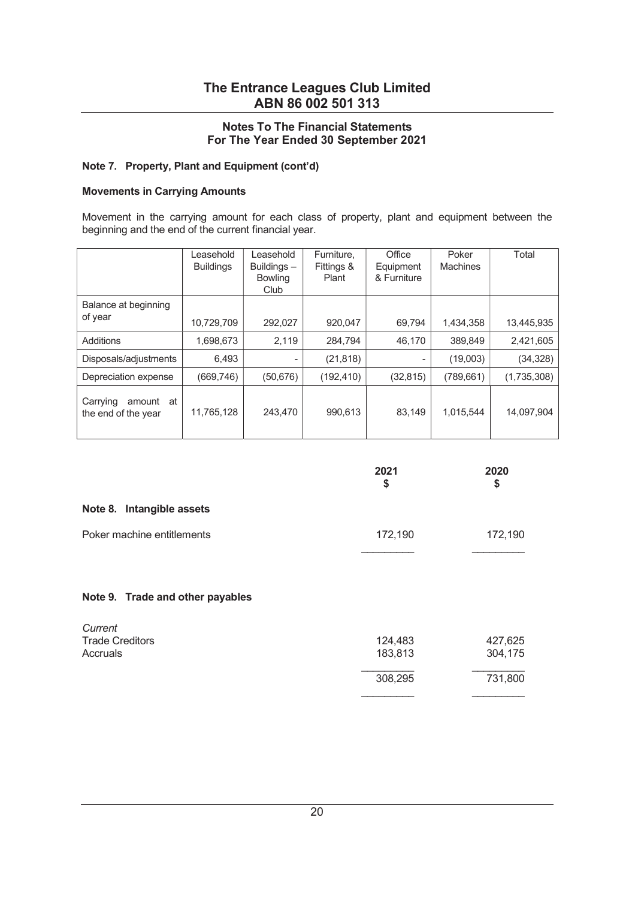## Note 7. Property, Plant and Equipment (cont'd)

### Movements in Carrying Amounts

Movement in the carrying amount for each class of property, plant and equipment between the beginning and the end of the current financial year.

| | Leasehold Buildings | Leasehold Buildings – Bowling Club | Furniture, Fittings & Plant | Office Equipment & Furniture | Poker Machines | Total |
|---|---|---|---|---|---|---|
| Balance at beginning of year | 10,729,709 | 292,027 | 920,047 | 69,794 | 1,434,358 | 13,445,935 |
| Additions | 1,698,673 | 2,119 | 284,794 | 46,170 | 389,849 | 2,421,605 |
| Disposals/adjustments | 6,493 | - | (21,818) | - | (19,003) | (34,328) |
| Depreciation expense | (669,746) | (50,676) | (192,410) | (32,815) | (789,661) | (1,735,308) |
| Carrying amount at the end of the year | 11,765,128 | 243,470 | 990,613 | 83,149 | 1,015,544 | 14,097,904 |

| | 2021 $ | 2020 $ |
|---|---|---|
| **Note 8. Intangible assets** | | |
| Poker machine entitlements | 172,190 | 172,190 |

| | 2021 $ | 2020 $ |
|---|---|---|
| **Note 9. Trade and other payables** | | |
| *Current* | | |
| Trade Creditors | 124,483 | 427,625 |
| Accruals | 183,813 | 304,175 |
| | 308,295 | 731,800 |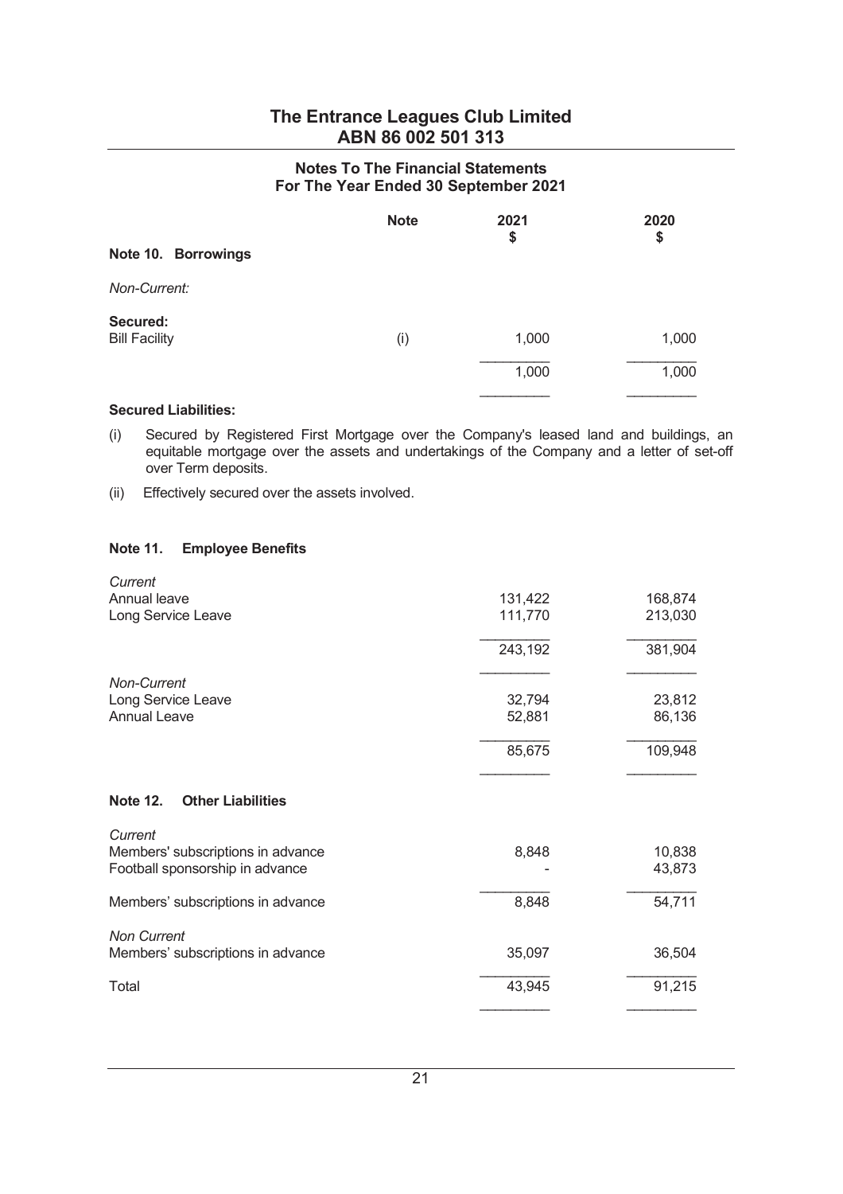# The Entrance Leagues Club Limited
## ABN 86 002 501 313

### Notes To The Financial Statements
### For The Year Ended 30 September 2021

| | Note | 2021 $ | 2020 $ |
|---|---|---|---|
| **Note 10. Borrowings** | | | |
| *Non-Current:* | | | |
| **Secured:** | | | |
| Bill Facility | (i) | 1,000 | 1,000 |
| | | 1,000 | 1,000 |

**Secured Liabilities:**

(i) Secured by Registered First Mortgage over the Company's leased land and buildings, an equitable mortgage over the assets and undertakings of the Company and a letter of set-off over Term deposits.

(ii) Effectively secured over the assets involved.

**Note 11. Employee Benefits**

| | 2021 $ | 2020 $ |
|---|---|---|
| *Current* | | |
| Annual leave | 131,422 | 168,874 |
| Long Service Leave | 111,770 | 213,030 |
| | 243,192 | 381,904 |
| *Non-Current* | | |
| Long Service Leave | 32,794 | 23,812 |
| Annual Leave | 52,881 | 86,136 |
| | 85,675 | 109,948 |

**Note 12. Other Liabilities**

| | 2021 $ | 2020 $ |
|---|---|---|
| *Current* | | |
| Members' subscriptions in advance | 8,848 | 10,838 |
| Football sponsorship in advance | - | 43,873 |
| Members' subscriptions in advance | 8,848 | 54,711 |
| *Non Current* | | |
| Members' subscriptions in advance | 35,097 | 36,504 |
| Total | 43,945 | 91,215 |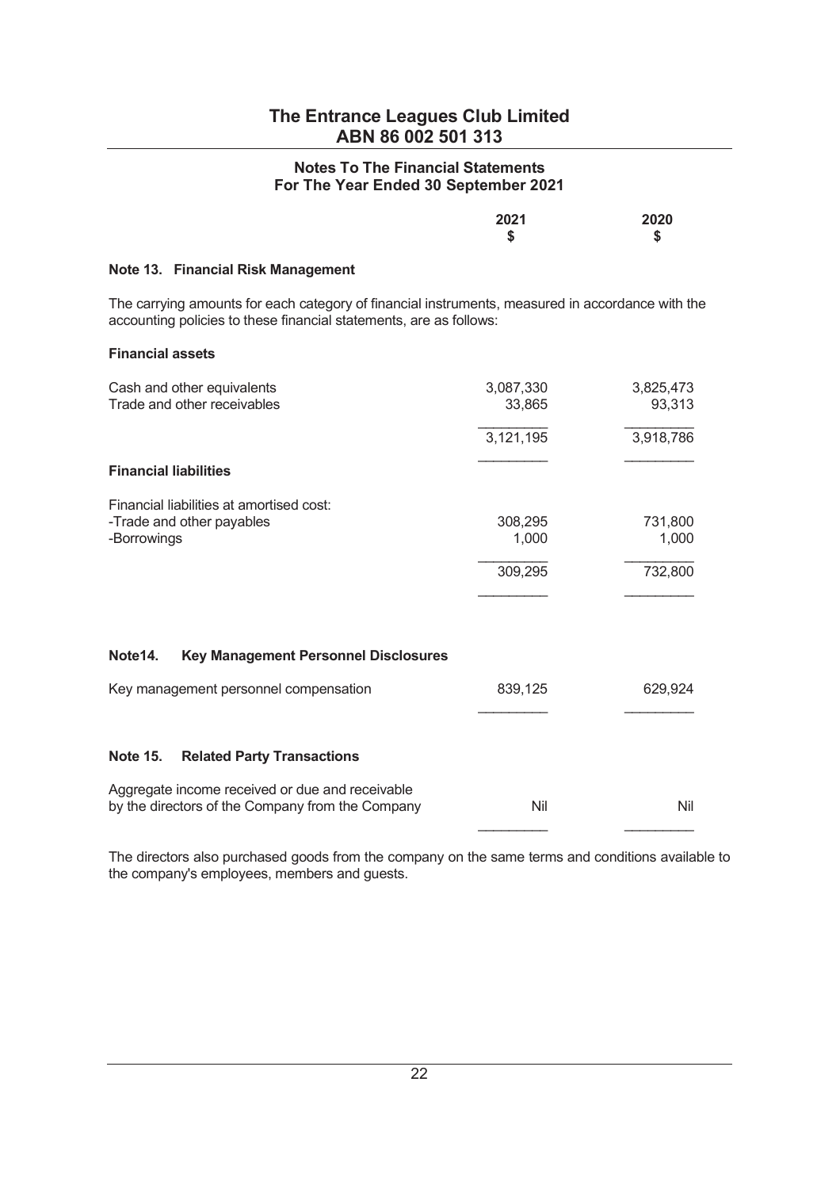# The Entrance Leagues Club Limited
## ABN 86 002 501 313

### Notes To The Financial Statements
### For The Year Ended 30 September 2021

| | 2021 $ | 2020 $ |
|---|---|---|

### Note 13. Financial Risk Management

The carrying amounts for each category of financial instruments, measured in accordance with the accounting policies to these financial statements, are as follows:

| | 2021 $ | 2020 $ |
|---|---|---|
| **Financial assets** | | |
| Cash and other equivalents | 3,087,330 | 3,825,473 |
| Trade and other receivables | 33,865 | 93,313 |
| | 3,121,195 | 3,918,786 |
| **Financial liabilities** | | |
| Financial liabilities at amortised cost: | | |
| -Trade and other payables | 308,295 | 731,800 |
| -Borrowings | 1,000 | 1,000 |
| | 309,295 | 732,800 |

### Note14. Key Management Personnel Disclosures

| | 2021 $ | 2020 $ |
|---|---|---|
| Key management personnel compensation | 839,125 | 629,924 |

### Note 15. Related Party Transactions

| | 2021 $ | 2020 $ |
|---|---|---|
| Aggregate income received or due and receivable by the directors of the Company from the Company | Nil | Nil |

The directors also purchased goods from the company on the same terms and conditions available to the company's employees, members and guests.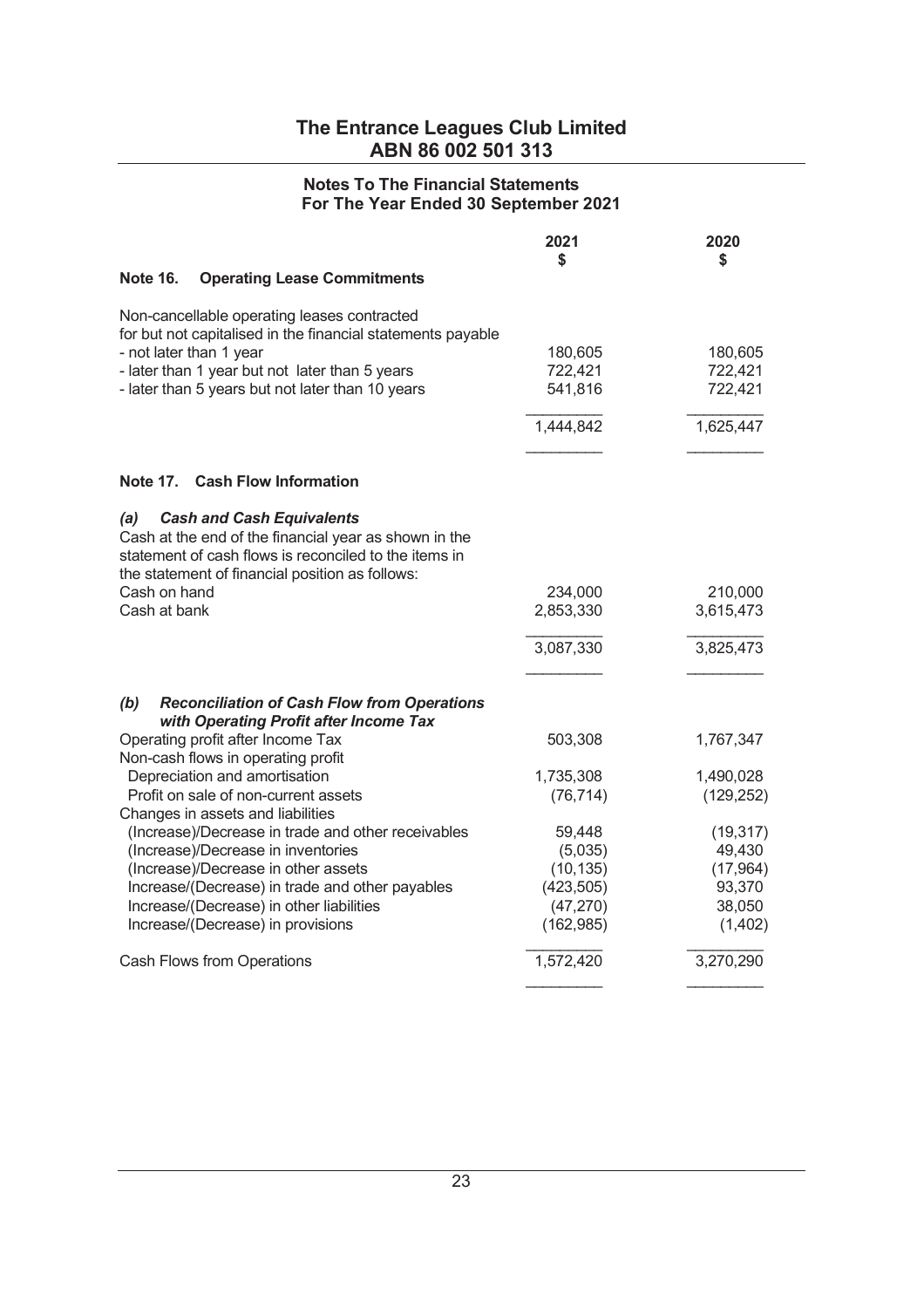# The Entrance Leagues Club Limited
## ABN 86 002 501 313

### Notes To The Financial Statements For The Year Ended 30 September 2021

| | 2021 $ | 2020 $ |
|---|---|---|
| **Note 16. Operating Lease Commitments** | | |
| Non-cancellable operating leases contracted for but not capitalised in the financial statements payable | | |
| - not later than 1 year | 180,605 | 180,605 |
| - later than 1 year but not later than 5 years | 722,421 | 722,421 |
| - later than 5 years but not later than 10 years | 541,816 | 722,421 |
| | 1,444,842 | 1,625,447 |

**Note 17. Cash Flow Information**

***(a) Cash and Cash Equivalents***

Cash at the end of the financial year as shown in the statement of cash flows is reconciled to the items in the statement of financial position as follows:

| | 2021 $ | 2020 $ |
|---|---|---|
| Cash on hand | 234,000 | 210,000 |
| Cash at bank | 2,853,330 | 3,615,473 |
| | 3,087,330 | 3,825,473 |

***(b) Reconciliation of Cash Flow from Operations with Operating Profit after Income Tax***

| | 2021 $ | 2020 $ |
|---|---|---|
| Operating profit after Income Tax | 503,308 | 1,767,347 |
| Non-cash flows in operating profit | | |
| Depreciation and amortisation | 1,735,308 | 1,490,028 |
| Profit on sale of non-current assets | (76,714) | (129,252) |
| Changes in assets and liabilities | | |
| (Increase)/Decrease in trade and other receivables | 59,448 | (19,317) |
| (Increase)/Decrease in inventories | (5,035) | 49,430 |
| (Increase)/Decrease in other assets | (10,135) | (17,964) |
| Increase/(Decrease) in trade and other payables | (423,505) | 93,370 |
| Increase/(Decrease) in other liabilities | (47,270) | 38,050 |
| Increase/(Decrease) in provisions | (162,985) | (1,402) |
| Cash Flows from Operations | 1,572,420 | 3,270,290 |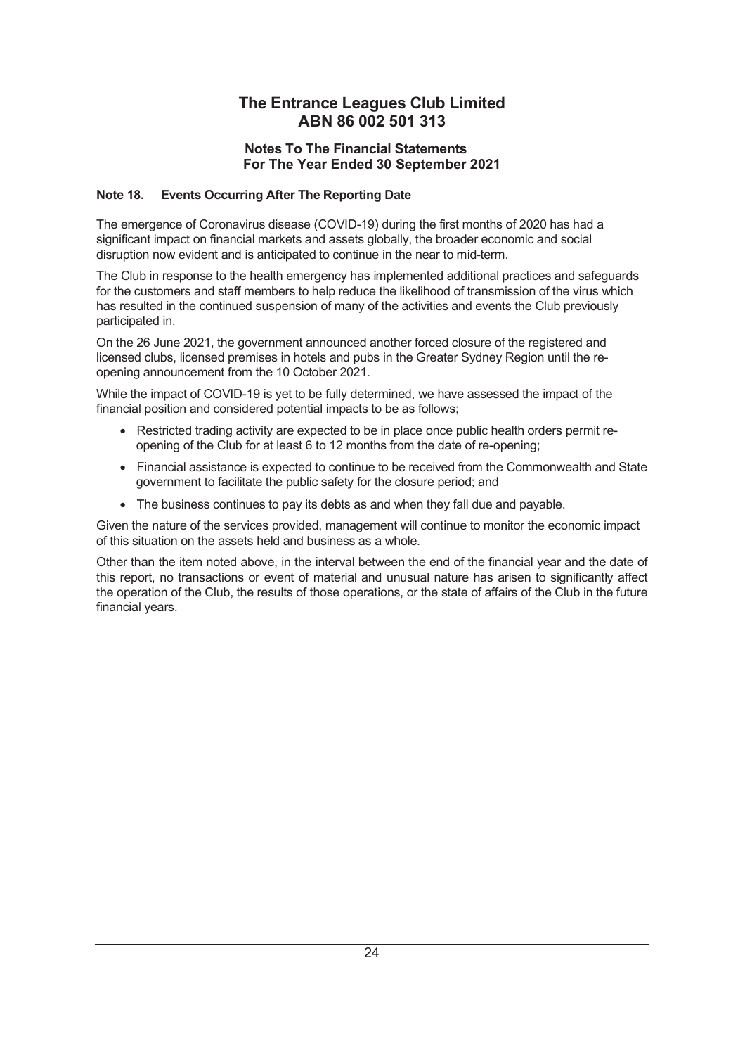# The Entrance Leagues Club Limited
## ABN 86 002 501 313

### Notes To The Financial Statements
### For The Year Ended 30 September 2021

#### Note 18. Events Occurring After The Reporting Date

The emergence of Coronavirus disease (COVID-19) during the first months of 2020 has had a significant impact on financial markets and assets globally, the broader economic and social disruption now evident and is anticipated to continue in the near to mid-term.

The Club in response to the health emergency has implemented additional practices and safeguards for the customers and staff members to help reduce the likelihood of transmission of the virus which has resulted in the continued suspension of many of the activities and events the Club previously participated in.

On the 26 June 2021, the government announced another forced closure of the registered and licensed clubs, licensed premises in hotels and pubs in the Greater Sydney Region until the re-opening announcement from the 10 October 2021.

While the impact of COVID-19 is yet to be fully determined, we have assessed the impact of the financial position and considered potential impacts to be as follows;

- Restricted trading activity are expected to be in place once public health orders permit re-opening of the Club for at least 6 to 12 months from the date of re-opening;
- Financial assistance is expected to continue to be received from the Commonwealth and State government to facilitate the public safety for the closure period; and
- The business continues to pay its debts as and when they fall due and payable.

Given the nature of the services provided, management will continue to monitor the economic impact of this situation on the assets held and business as a whole.

Other than the item noted above, in the interval between the end of the financial year and the date of this report, no transactions or event of material and unusual nature has arisen to significantly affect the operation of the Club, the results of those operations, or the state of affairs of the Club in the future financial years.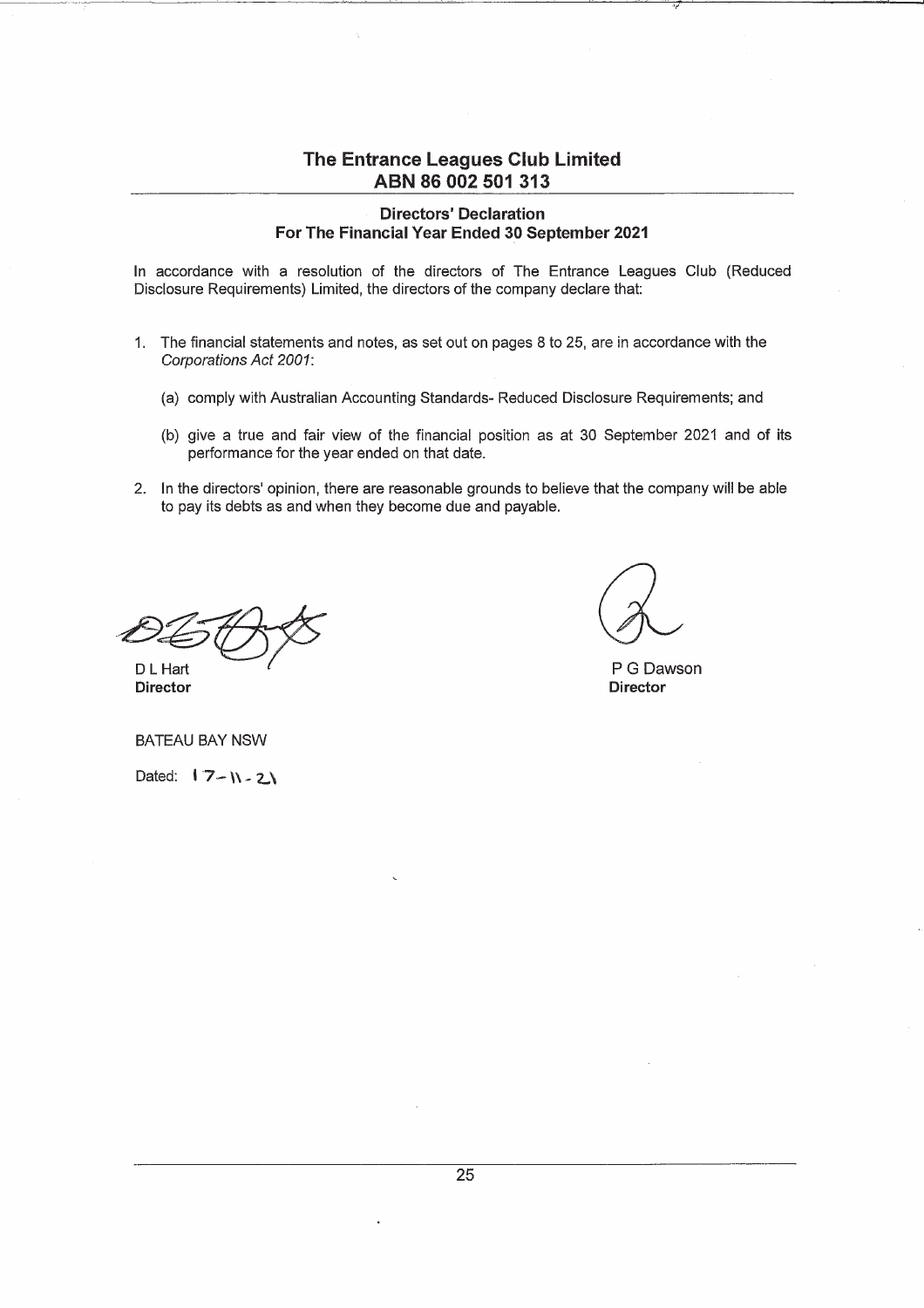# The Entrance Leagues Club Limited
## ABN 86 002 501 313

### Directors' Declaration
### For The Financial Year Ended 30 September 2021

In accordance with a resolution of the directors of The Entrance Leagues Club (Reduced Disclosure Requirements) Limited, the directors of the company declare that:

1. The financial statements and notes, as set out on pages 8 to 25, are in accordance with the *Corporations Act 2001*:

   (a) comply with Australian Accounting Standards- Reduced Disclosure Requirements; and

   (b) give a true and fair view of the financial position as at 30 September 2021 and of its performance for the year ended on that date.

2. In the directors' opinion, there are reasonable grounds to believe that the company will be able to pay its debts as and when they become due and payable.

D L Hart
**Director**

P G Dawson
**Director**

BATEAU BAY NSW

Dated: 17-11-21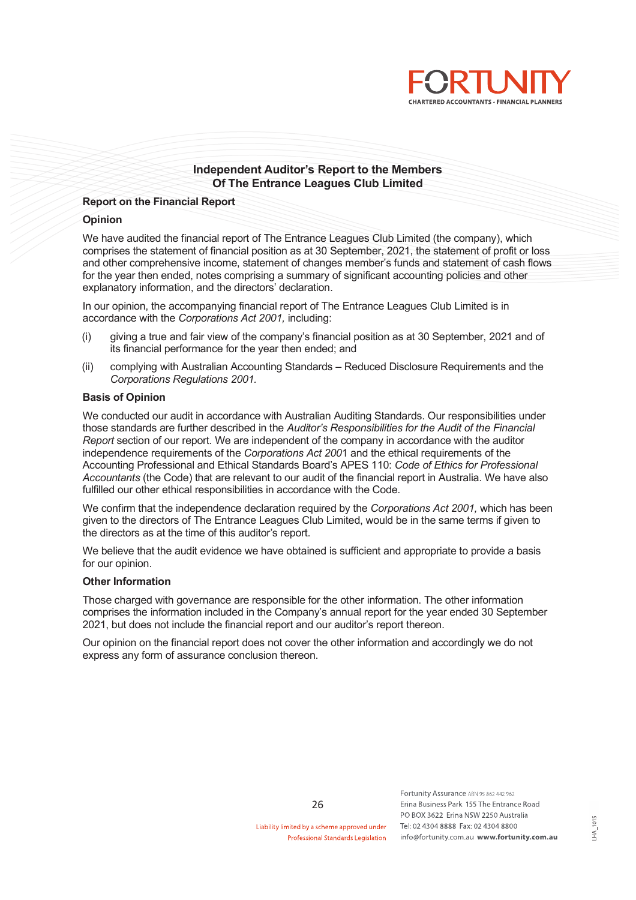# Independent Auditor's Report to the Members Of The Entrance Leagues Club Limited

## Report on the Financial Report

### Opinion

We have audited the financial report of The Entrance Leagues Club Limited (the company), which comprises the statement of financial position as at 30 September, 2021, the statement of profit or loss and other comprehensive income, statement of changes member's funds and statement of cash flows for the year then ended, notes comprising a summary of significant accounting policies and other explanatory information, and the directors' declaration.

In our opinion, the accompanying financial report of The Entrance Leagues Club Limited is in accordance with the *Corporations Act 2001,* including:

(i) giving a true and fair view of the company's financial position as at 30 September, 2021 and of its financial performance for the year then ended; and

(ii) complying with Australian Accounting Standards – Reduced Disclosure Requirements and the *Corporations Regulations 2001.*

### Basis of Opinion

We conducted our audit in accordance with Australian Auditing Standards. Our responsibilities under those standards are further described in the *Auditor's Responsibilities for the Audit of the Financial Report* section of our report. We are independent of the company in accordance with the auditor independence requirements of the *Corporations Act 2001* and the ethical requirements of the Accounting Professional and Ethical Standards Board's APES 110: *Code of Ethics for Professional Accountants* (the Code) that are relevant to our audit of the financial report in Australia. We have also fulfilled our other ethical responsibilities in accordance with the Code.

We confirm that the independence declaration required by the *Corporations Act 2001,* which has been given to the directors of The Entrance Leagues Club Limited, would be in the same terms if given to the directors as at the time of this auditor's report.

We believe that the audit evidence we have obtained is sufficient and appropriate to provide a basis for our opinion.

### Other Information

Those charged with governance are responsible for the other information. The other information comprises the information included in the Company's annual report for the year ended 30 September 2021, but does not include the financial report and our auditor's report thereon.

Our opinion on the financial report does not cover the other information and accordingly we do not express any form of assurance conclusion thereon.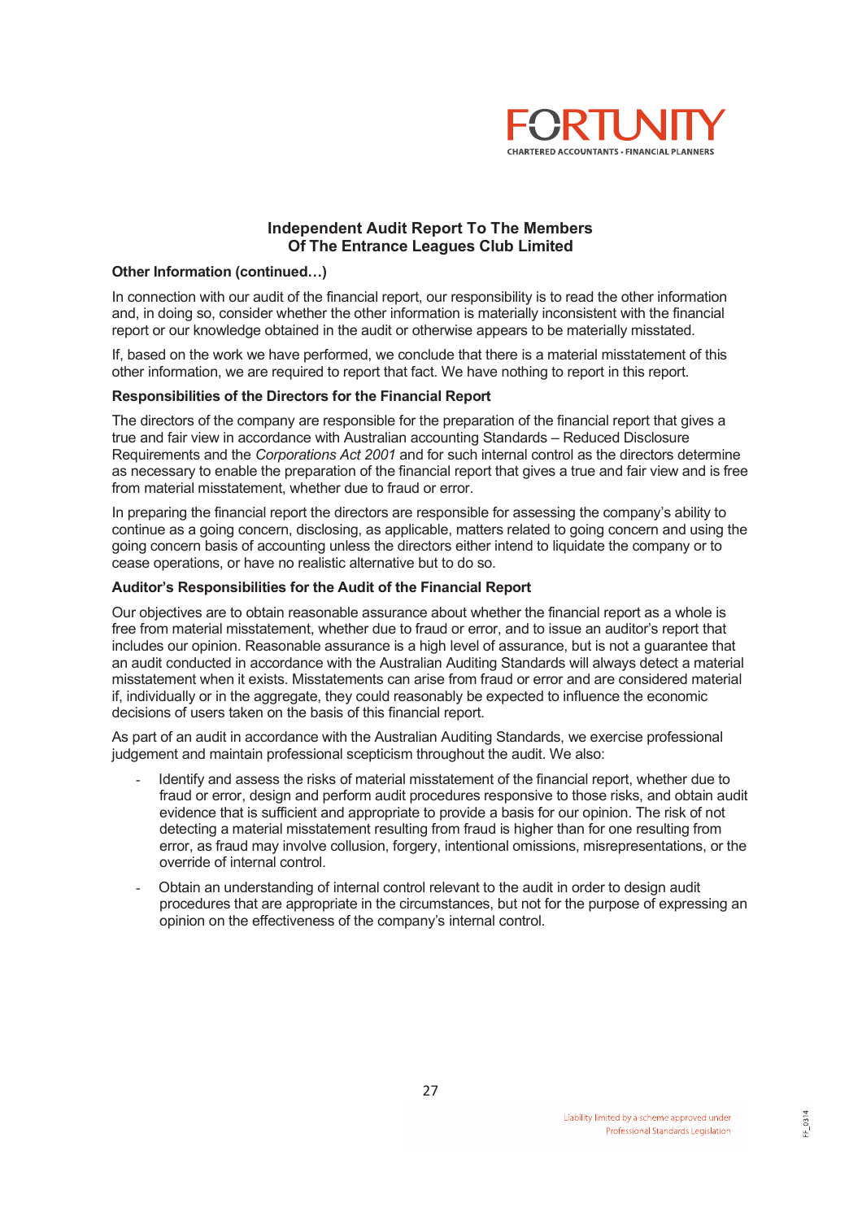## Independent Audit Report To The Members Of The Entrance Leagues Club Limited

**Other Information (continued…)**

In connection with our audit of the financial report, our responsibility is to read the other information and, in doing so, consider whether the other information is materially inconsistent with the financial report or our knowledge obtained in the audit or otherwise appears to be materially misstated.

If, based on the work we have performed, we conclude that there is a material misstatement of this other information, we are required to report that fact. We have nothing to report in this report.

**Responsibilities of the Directors for the Financial Report**

The directors of the company are responsible for the preparation of the financial report that gives a true and fair view in accordance with Australian accounting Standards – Reduced Disclosure Requirements and the *Corporations Act 2001* and for such internal control as the directors determine as necessary to enable the preparation of the financial report that gives a true and fair view and is free from material misstatement, whether due to fraud or error.

In preparing the financial report the directors are responsible for assessing the company's ability to continue as a going concern, disclosing, as applicable, matters related to going concern and using the going concern basis of accounting unless the directors either intend to liquidate the company or to cease operations, or have no realistic alternative but to do so.

**Auditor's Responsibilities for the Audit of the Financial Report**

Our objectives are to obtain reasonable assurance about whether the financial report as a whole is free from material misstatement, whether due to fraud or error, and to issue an auditor's report that includes our opinion. Reasonable assurance is a high level of assurance, but is not a guarantee that an audit conducted in accordance with the Australian Auditing Standards will always detect a material misstatement when it exists. Misstatements can arise from fraud or error and are considered material if, individually or in the aggregate, they could reasonably be expected to influence the economic decisions of users taken on the basis of this financial report.

As part of an audit in accordance with the Australian Auditing Standards, we exercise professional judgement and maintain professional scepticism throughout the audit. We also:

- Identify and assess the risks of material misstatement of the financial report, whether due to fraud or error, design and perform audit procedures responsive to those risks, and obtain audit evidence that is sufficient and appropriate to provide a basis for our opinion. The risk of not detecting a material misstatement resulting from fraud is higher than for one resulting from error, as fraud may involve collusion, forgery, intentional omissions, misrepresentations, or the override of internal control.
- Obtain an understanding of internal control relevant to the audit in order to design audit procedures that are appropriate in the circumstances, but not for the purpose of expressing an opinion on the effectiveness of the company's internal control.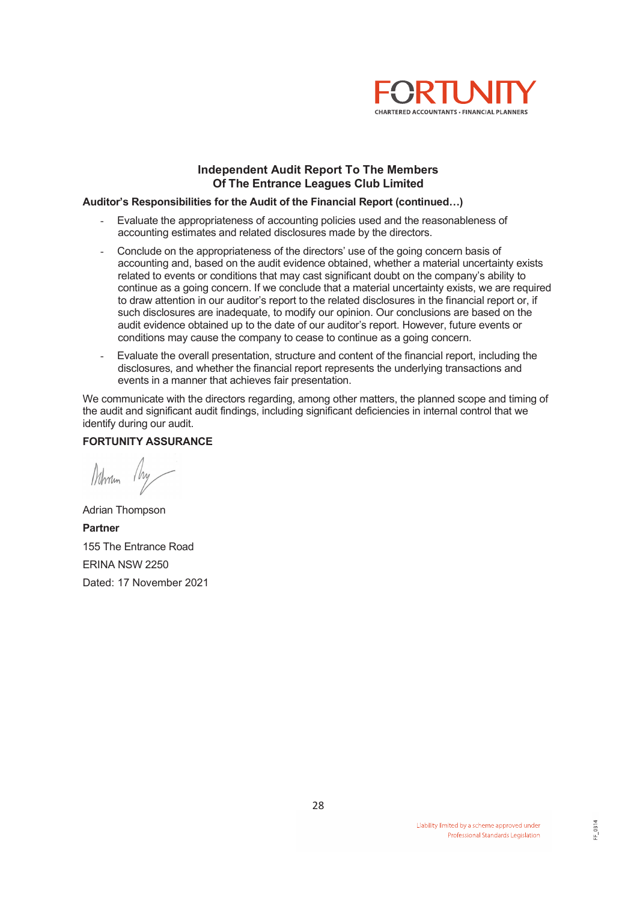## Independent Audit Report To The Members Of The Entrance Leagues Club Limited

**Auditor's Responsibilities for the Audit of the Financial Report (continued…)**

- Evaluate the appropriateness of accounting policies used and the reasonableness of accounting estimates and related disclosures made by the directors.
- Conclude on the appropriateness of the directors' use of the going concern basis of accounting and, based on the audit evidence obtained, whether a material uncertainty exists related to events or conditions that may cast significant doubt on the company's ability to continue as a going concern. If we conclude that a material uncertainty exists, we are required to draw attention in our auditor's report to the related disclosures in the financial report or, if such disclosures are inadequate, to modify our opinion. Our conclusions are based on the audit evidence obtained up to the date of our auditor's report. However, future events or conditions may cause the company to cease to continue as a going concern.
- Evaluate the overall presentation, structure and content of the financial report, including the disclosures, and whether the financial report represents the underlying transactions and events in a manner that achieves fair presentation.

We communicate with the directors regarding, among other matters, the planned scope and timing of the audit and significant audit findings, including significant deficiencies in internal control that we identify during our audit.

**FORTUNITY ASSURANCE**

Adrian Thompson

**Partner**

155 The Entrance Road

ERINA NSW 2250

Dated: 17 November 2021

Liability limited by a scheme approved under Professional Standards Legislation